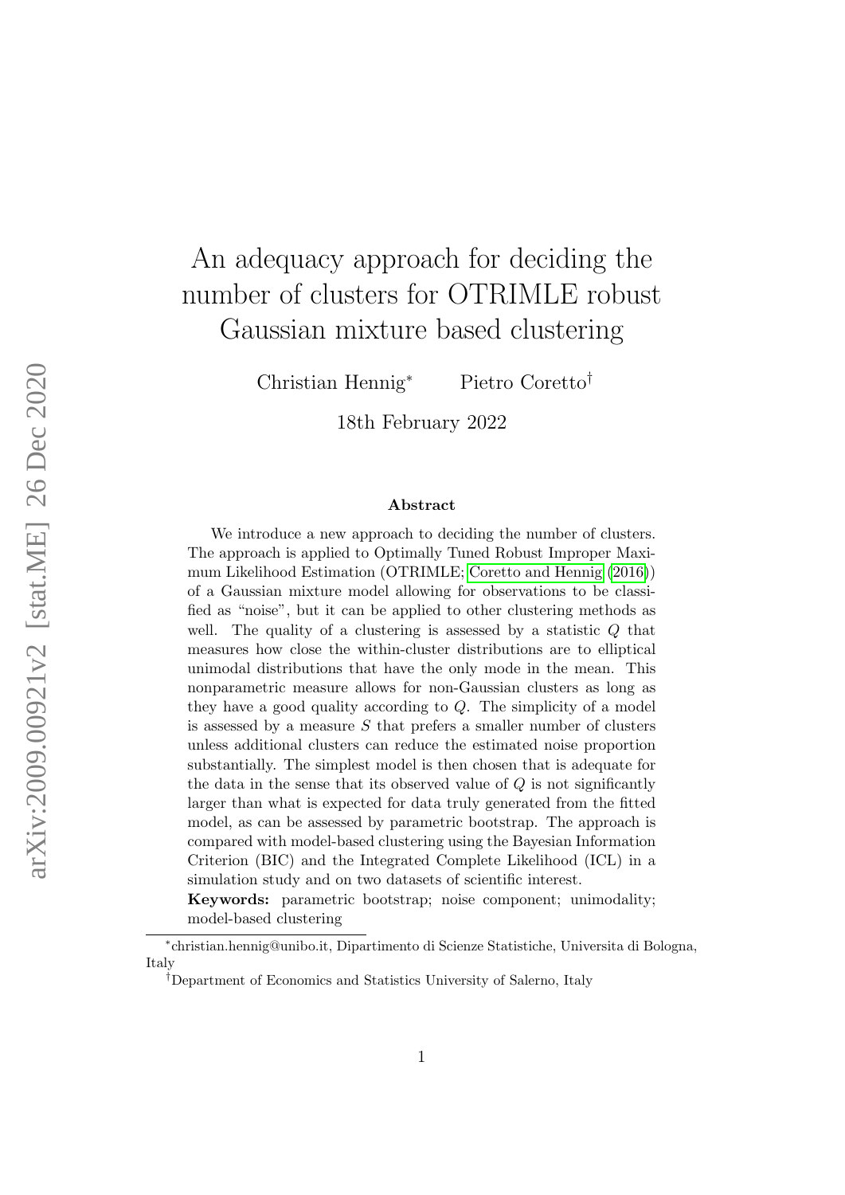# An adequacy approach for deciding the number of clusters for OTRIMLE robust Gaussian mixture based clustering

Christian Hennig[*] Pietro Coretto[†]

18th February 2022

## Abstract

We introduce a new approach to deciding the number of clusters. The approach is applied to Optimally Tuned Robust Improper Maximum Likelihood Estimation (OTRIMLE; Coretto and Hennig (2016)) of a Gaussian mixture model allowing for observations to be classified as "noise", but it can be applied to other clustering methods as well. The quality of a clustering is assessed by a statistic $Q$ that measures how close the within-cluster distributions are to elliptical unimodal distributions that have the only mode in the mean. This nonparametric measure allows for non-Gaussian clusters as long as they have a good quality according to $Q$. The simplicity of a model is assessed by a measure $S$ that prefers a smaller number of clusters unless additional clusters can reduce the estimated noise proportion substantially. The simplest model is then chosen that is adequate for the data in the sense that its observed value of $Q$ is not significantly larger than what is expected for data truly generated from the fitted model, as can be assessed by parametric bootstrap. The approach is compared with model-based clustering using the Bayesian Information Criterion (BIC) and the Integrated Complete Likelihood (ICL) in a simulation study and on two datasets of scientific interest.

**Keywords:** parametric bootstrap; noise component; unimodality; model-based clustering

---

[*] christian.hennig@unibo.it, Dipartimento di Scienze Statistiche, Universita di Bologna, Italy

[†] Department of Economics and Statistics University of Salerno, Italy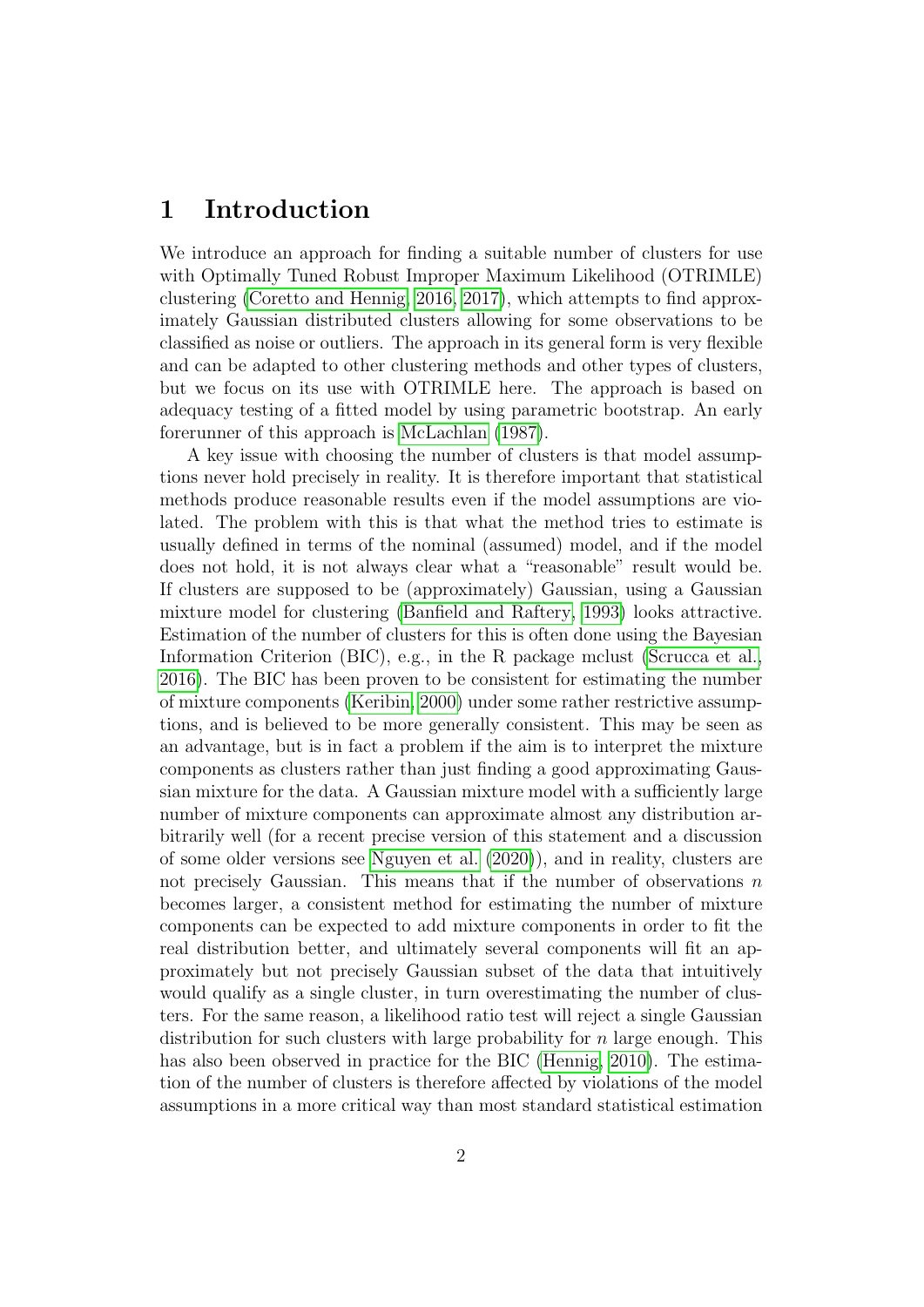# 1 Introduction

We introduce an approach for finding a suitable number of clusters for use with Optimally Tuned Robust Improper Maximum Likelihood (OTRIMLE) clustering (Coretto and Hennig, 2016, 2017), which attempts to find approximately Gaussian distributed clusters allowing for some observations to be classified as noise or outliers. The approach in its general form is very flexible and can be adapted to other clustering methods and other types of clusters, but we focus on its use with OTRIMLE here. The approach is based on adequacy testing of a fitted model by using parametric bootstrap. An early forerunner of this approach is McLachlan (1987).

A key issue with choosing the number of clusters is that model assumptions never hold precisely in reality. It is therefore important that statistical methods produce reasonable results even if the model assumptions are violated. The problem with this is that what the method tries to estimate is usually defined in terms of the nominal (assumed) model, and if the model does not hold, it is not always clear what a "reasonable" result would be. If clusters are supposed to be (approximately) Gaussian, using a Gaussian mixture model for clustering (Banfield and Raftery, 1993) looks attractive. Estimation of the number of clusters for this is often done using the Bayesian Information Criterion (BIC), e.g., in the R package mclust (Scrucca et al., 2016). The BIC has been proven to be consistent for estimating the number of mixture components (Keribin, 2000) under some rather restrictive assumptions, and is believed to be more generally consistent. This may be seen as an advantage, but is in fact a problem if the aim is to interpret the mixture components as clusters rather than just finding a good approximating Gaussian mixture for the data. A Gaussian mixture model with a sufficiently large number of mixture components can approximate almost any distribution arbitrarily well (for a recent precise version of this statement and a discussion of some older versions see Nguyen et al. (2020)), and in reality, clusters are not precisely Gaussian. This means that if the number of observations $n$ becomes larger, a consistent method for estimating the number of mixture components can be expected to add mixture components in order to fit the real distribution better, and ultimately several components will fit an approximately but not precisely Gaussian subset of the data that intuitively would qualify as a single cluster, in turn overestimating the number of clusters. For the same reason, a likelihood ratio test will reject a single Gaussian distribution for such clusters with large probability for $n$ large enough. This has also been observed in practice for the BIC (Hennig, 2010). The estimation of the number of clusters is therefore affected by violations of the model assumptions in a more critical way than most standard statistical estimation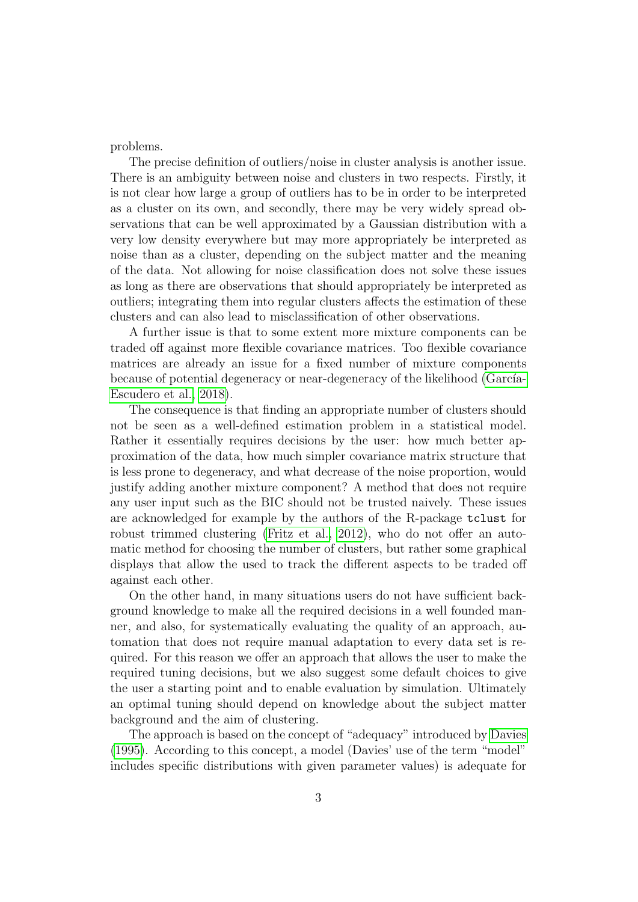problems.

The precise definition of outliers/noise in cluster analysis is another issue. There is an ambiguity between noise and clusters in two respects. Firstly, it is not clear how large a group of outliers has to be in order to be interpreted as a cluster on its own, and secondly, there may be very widely spread observations that can be well approximated by a Gaussian distribution with a very low density everywhere but may more appropriately be interpreted as noise than as a cluster, depending on the subject matter and the meaning of the data. Not allowing for noise classification does not solve these issues as long as there are observations that should appropriately be interpreted as outliers; integrating them into regular clusters affects the estimation of these clusters and can also lead to misclassification of other observations.

A further issue is that to some extent more mixture components can be traded off against more flexible covariance matrices. Too flexible covariance matrices are already an issue for a fixed number of mixture components because of potential degeneracy or near-degeneracy of the likelihood (García-Escudero et al., 2018).

The consequence is that finding an appropriate number of clusters should not be seen as a well-defined estimation problem in a statistical model. Rather it essentially requires decisions by the user: how much better approximation of the data, how much simpler covariance matrix structure that is less prone to degeneracy, and what decrease of the noise proportion, would justify adding another mixture component? A method that does not require any user input such as the BIC should not be trusted naively. These issues are acknowledged for example by the authors of the R-package `tclust` for robust trimmed clustering (Fritz et al., 2012), who do not offer an automatic method for choosing the number of clusters, but rather some graphical displays that allow the used to track the different aspects to be traded off against each other.

On the other hand, in many situations users do not have sufficient background knowledge to make all the required decisions in a well founded manner, and also, for systematically evaluating the quality of an approach, automation that does not require manual adaptation to every data set is required. For this reason we offer an approach that allows the user to make the required tuning decisions, but we also suggest some default choices to give the user a starting point and to enable evaluation by simulation. Ultimately an optimal tuning should depend on knowledge about the subject matter background and the aim of clustering.

The approach is based on the concept of "adequacy" introduced by Davies (1995). According to this concept, a model (Davies' use of the term "model" includes specific distributions with given parameter values) is adequate for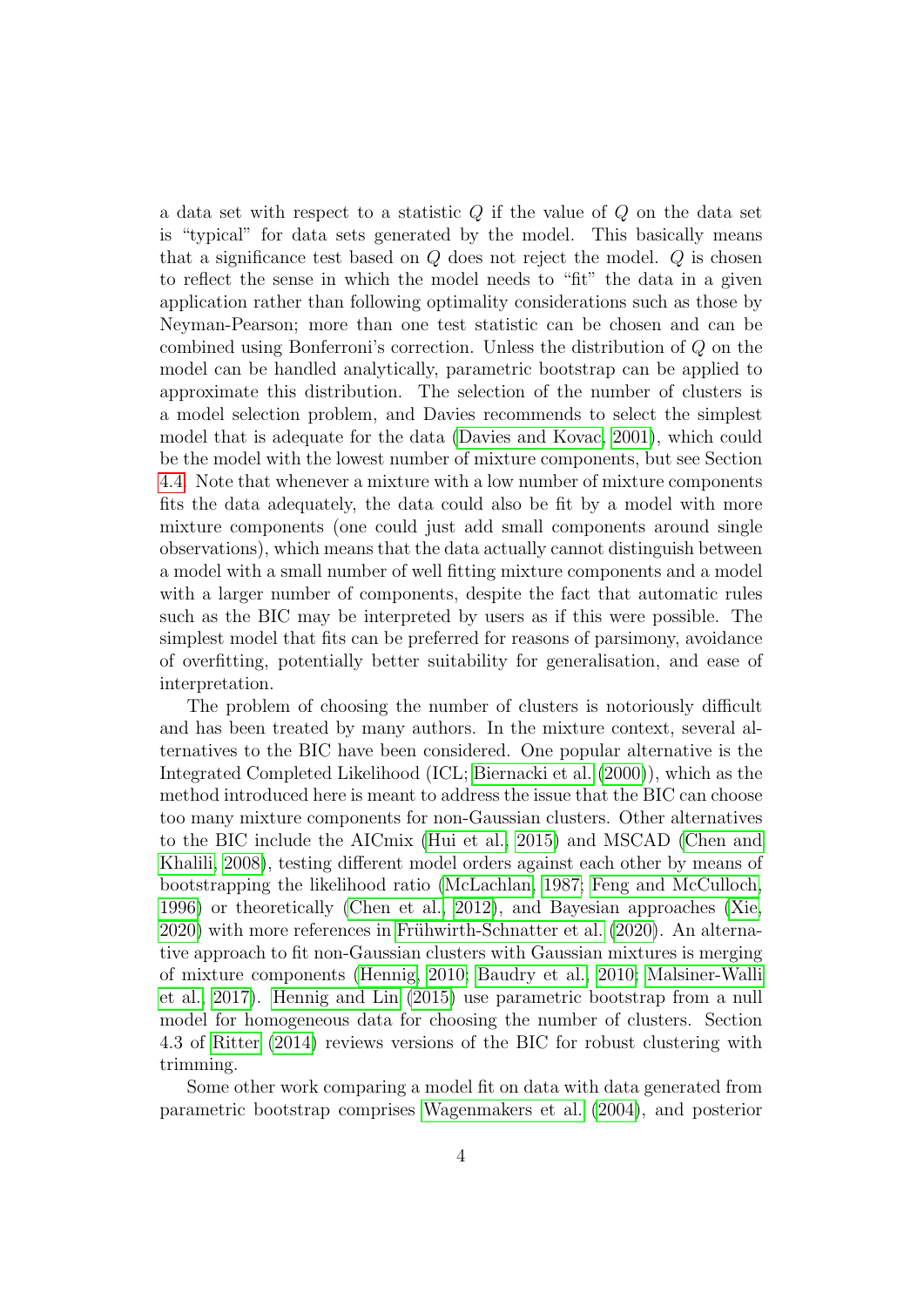a data set with respect to a statistic $Q$ if the value of $Q$ on the data set is "typical" for data sets generated by the model. This basically means that a significance test based on $Q$ does not reject the model. $Q$ is chosen to reflect the sense in which the model needs to "fit" the data in a given application rather than following optimality considerations such as those by Neyman-Pearson; more than one test statistic can be chosen and can be combined using Bonferroni's correction. Unless the distribution of $Q$ on the model can be handled analytically, parametric bootstrap can be applied to approximate this distribution. The selection of the number of clusters is a model selection problem, and Davies recommends to select the simplest model that is adequate for the data (Davies and Kovac, 2001), which could be the model with the lowest number of mixture components, but see Section 4.4. Note that whenever a mixture with a low number of mixture components fits the data adequately, the data could also be fit by a model with more mixture components (one could just add small components around single observations), which means that the data actually cannot distinguish between a model with a small number of well fitting mixture components and a model with a larger number of components, despite the fact that automatic rules such as the BIC may be interpreted by users as if this were possible. The simplest model that fits can be preferred for reasons of parsimony, avoidance of overfitting, potentially better suitability for generalisation, and ease of interpretation.

The problem of choosing the number of clusters is notoriously difficult and has been treated by many authors. In the mixture context, several alternatives to the BIC have been considered. One popular alternative is the Integrated Completed Likelihood (ICL; Biernacki et al. (2000)), which as the method introduced here is meant to address the issue that the BIC can choose too many mixture components for non-Gaussian clusters. Other alternatives to the BIC include the AICmix (Hui et al., 2015) and MSCAD (Chen and Khalili, 2008), testing different model orders against each other by means of bootstrapping the likelihood ratio (McLachlan, 1987; Feng and McCulloch, 1996) or theoretically (Chen et al., 2012), and Bayesian approaches (Xie, 2020) with more references in Frühwirth-Schnatter et al. (2020). An alternative approach to fit non-Gaussian clusters with Gaussian mixtures is merging of mixture components (Hennig, 2010; Baudry et al., 2010; Malsiner-Walli et al., 2017). Hennig and Lin (2015) use parametric bootstrap from a null model for homogeneous data for choosing the number of clusters. Section 4.3 of Ritter (2014) reviews versions of the BIC for robust clustering with trimming.

Some other work comparing a model fit on data with data generated from parametric bootstrap comprises Wagenmakers et al. (2004), and posterior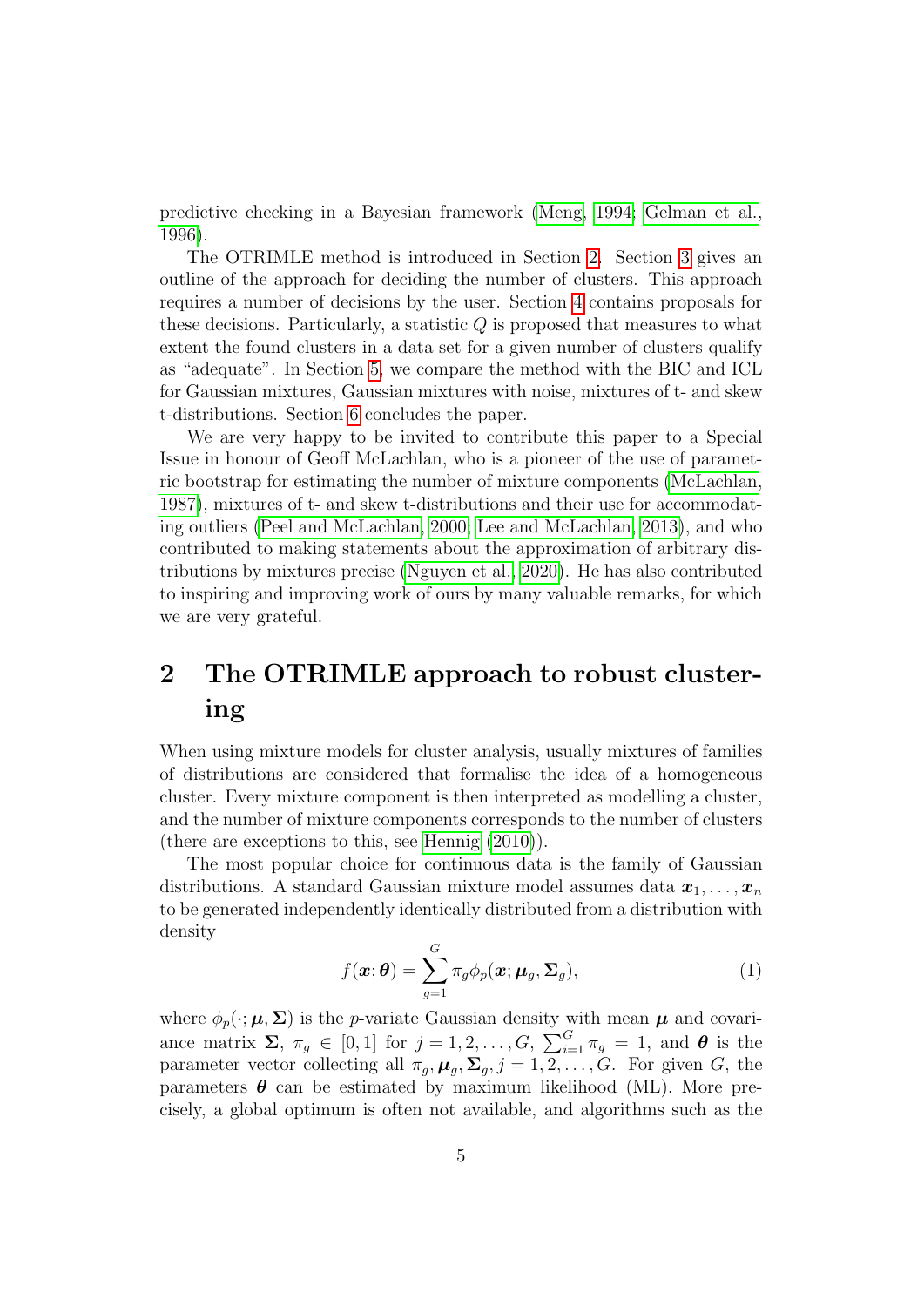predictive checking in a Bayesian framework (Meng, 1994; Gelman et al., 1996).

The OTRIMLE method is introduced in Section 2. Section 3 gives an outline of the approach for deciding the number of clusters. This approach requires a number of decisions by the user. Section 4 contains proposals for these decisions. Particularly, a statistic $Q$ is proposed that measures to what extent the found clusters in a data set for a given number of clusters qualify as "adequate". In Section 5, we compare the method with the BIC and ICL for Gaussian mixtures, Gaussian mixtures with noise, mixtures of t- and skew t-distributions. Section 6 concludes the paper.

We are very happy to be invited to contribute this paper to a Special Issue in honour of Geoff McLachlan, who is a pioneer of the use of parametric bootstrap for estimating the number of mixture components (McLachlan, 1987), mixtures of t- and skew t-distributions and their use for accommodating outliers (Peel and McLachlan, 2000; Lee and McLachlan, 2013), and who contributed to making statements about the approximation of arbitrary distributions by mixtures precise (Nguyen et al., 2020). He has also contributed to inspiring and improving work of ours by many valuable remarks, for which we are very grateful.

## 2 The OTRIMLE approach to robust clustering

When using mixture models for cluster analysis, usually mixtures of families of distributions are considered that formalise the idea of a homogeneous cluster. Every mixture component is then interpreted as modelling a cluster, and the number of mixture components corresponds to the number of clusters (there are exceptions to this, see Hennig (2010)).

The most popular choice for continuous data is the family of Gaussian distributions. A standard Gaussian mixture model assumes data $\boldsymbol{x}_1, \ldots, \boldsymbol{x}_n$ to be generated independently identically distributed from a distribution with density

$$f(\boldsymbol{x}; \boldsymbol{\theta}) = \sum_{g=1}^{G} \pi_g \phi_p(\boldsymbol{x}; \boldsymbol{\mu}_g, \boldsymbol{\Sigma}_g), \tag{1}$$

where $\phi_p(\cdot; \boldsymbol{\mu}, \boldsymbol{\Sigma})$ is the $p$-variate Gaussian density with mean $\boldsymbol{\mu}$ and covariance matrix $\boldsymbol{\Sigma}$, $\pi_g \in [0, 1]$ for $j = 1, 2, \ldots, G$, $\sum_{i=1}^{G} \pi_g = 1$, and $\boldsymbol{\theta}$ is the parameter vector collecting all $\pi_g, \boldsymbol{\mu}_g, \boldsymbol{\Sigma}_g, j = 1, 2, \ldots, G$. For given $G$, the parameters $\boldsymbol{\theta}$ can be estimated by maximum likelihood (ML). More precisely, a global optimum is often not available, and algorithms such as the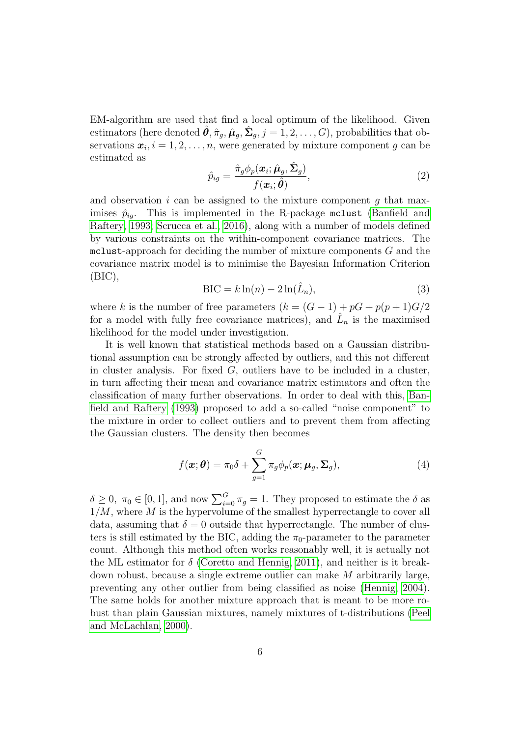EM-algorithm are used that find a local optimum of the likelihood. Given estimators (here denoted $\hat{\boldsymbol{\theta}}, \hat{\pi}_g, \hat{\boldsymbol{\mu}}_g, \hat{\boldsymbol{\Sigma}}_g, j = 1, 2, \ldots, G$), probabilities that observations $\boldsymbol{x}_i, i = 1, 2, \ldots, n$, were generated by mixture component $g$ can be estimated as

$$\hat{p}_{ig} = \frac{\hat{\pi}_g \phi_p(\boldsymbol{x}_i; \hat{\boldsymbol{\mu}}_g, \hat{\boldsymbol{\Sigma}}_g)}{f(\boldsymbol{x}_i; \hat{\boldsymbol{\theta}})}, \tag{2}$$

and observation $i$ can be assigned to the mixture component $g$ that maximises $\hat{p}_{ig}$. This is implemented in the R-package `mclust` (Banfield and Raftery, 1993; Scrucca et al., 2016), along with a number of models defined by various constraints on the within-component covariance matrices. The `mclust`-approach for deciding the number of mixture components $G$ and the covariance matrix model is to minimise the Bayesian Information Criterion (BIC),

$$\text{BIC} = k \ln(n) - 2\ln(\hat{L}_n), \tag{3}$$

where $k$ is the number of free parameters ($k = (G-1) + pG + p(p+1)G/2$ for a model with fully free covariance matrices), and $\hat{L}_n$ is the maximised likelihood for the model under investigation.

It is well known that statistical methods based on a Gaussian distributional assumption can be strongly affected by outliers, and this not different in cluster analysis. For fixed $G$, outliers have to be included in a cluster, in turn affecting their mean and covariance matrix estimators and often the classification of many further observations. In order to deal with this, Banfield and Raftery (1993) proposed to add a so-called "noise component" to the mixture in order to collect outliers and to prevent them from affecting the Gaussian clusters. The density then becomes

$$f(\boldsymbol{x}; \boldsymbol{\theta}) = \pi_0 \delta + \sum_{g=1}^{G} \pi_g \phi_p(\boldsymbol{x}; \boldsymbol{\mu}_g, \boldsymbol{\Sigma}_g), \tag{4}$$

$\delta \geq 0,\ \pi_0 \in [0, 1]$, and now $\sum_{i=0}^{G} \pi_g = 1$. They proposed to estimate the $\delta$ as $1/M$, where $M$ is the hypervolume of the smallest hyperrectangle to cover all data, assuming that $\delta = 0$ outside that hyperrectangle. The number of clusters is still estimated by the BIC, adding the $\pi_0$-parameter to the parameter count. Although this method often works reasonably well, it is actually not the ML estimator for $\delta$ (Coretto and Hennig, 2011), and neither is it breakdown robust, because a single extreme outlier can make $M$ arbitrarily large, preventing any other outlier from being classified as noise (Hennig, 2004). The same holds for another mixture approach that is meant to be more robust than plain Gaussian mixtures, namely mixtures of t-distributions (Peel and McLachlan, 2000).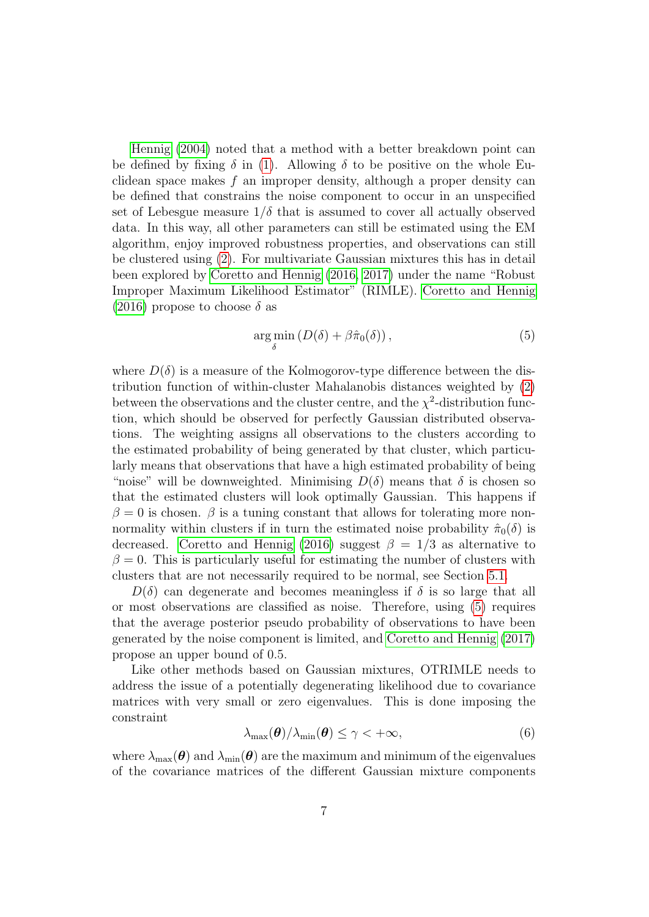Hennig (2004) noted that a method with a better breakdown point can be defined by fixing $\delta$ in (1). Allowing $\delta$ to be positive on the whole Euclidean space makes $f$ an improper density, although a proper density can be defined that constrains the noise component to occur in an unspecified set of Lebesgue measure $1/\delta$ that is assumed to cover all actually observed data. In this way, all other parameters can still be estimated using the EM algorithm, enjoy improved robustness properties, and observations can still be clustered using (2). For multivariate Gaussian mixtures this has in detail been explored by Coretto and Hennig (2016, 2017) under the name "Robust Improper Maximum Likelihood Estimator" (RIMLE). Coretto and Hennig (2016) propose to choose $\delta$ as

$$\arg\min_{\delta} \left( D(\delta) + \beta \hat{\pi}_0(\delta) \right), \tag{5}$$

where $D(\delta)$ is a measure of the Kolmogorov-type difference between the distribution function of within-cluster Mahalanobis distances weighted by (2) between the observations and the cluster centre, and the $\chi^2$-distribution function, which should be observed for perfectly Gaussian distributed observations. The weighting assigns all observations to the clusters according to the estimated probability of being generated by that cluster, which particularly means that observations that have a high estimated probability of being "noise" will be downweighted. Minimising $D(\delta)$ means that $\delta$ is chosen so that the estimated clusters will look optimally Gaussian. This happens if $\beta = 0$ is chosen. $\beta$ is a tuning constant that allows for tolerating more non-normality within clusters if in turn the estimated noise probability $\hat{\pi}_0(\delta)$ is decreased. Coretto and Hennig (2016) suggest $\beta = 1/3$ as alternative to $\beta = 0$. This is particularly useful for estimating the number of clusters with clusters that are not necessarily required to be normal, see Section 5.1.

$D(\delta)$ can degenerate and becomes meaningless if $\delta$ is so large that all or most observations are classified as noise. Therefore, using (5) requires that the average posterior pseudo probability of observations to have been generated by the noise component is limited, and Coretto and Hennig (2017) propose an upper bound of 0.5.

Like other methods based on Gaussian mixtures, OTRIMLE needs to address the issue of a potentially degenerating likelihood due to covariance matrices with very small or zero eigenvalues. This is done imposing the constraint

$$\lambda_{\max}(\boldsymbol{\theta})/\lambda_{\min}(\boldsymbol{\theta}) \leq \gamma < +\infty, \tag{6}$$

where $\lambda_{\max}(\boldsymbol{\theta})$ and $\lambda_{\min}(\boldsymbol{\theta})$ are the maximum and minimum of the eigenvalues of the covariance matrices of the different Gaussian mixture components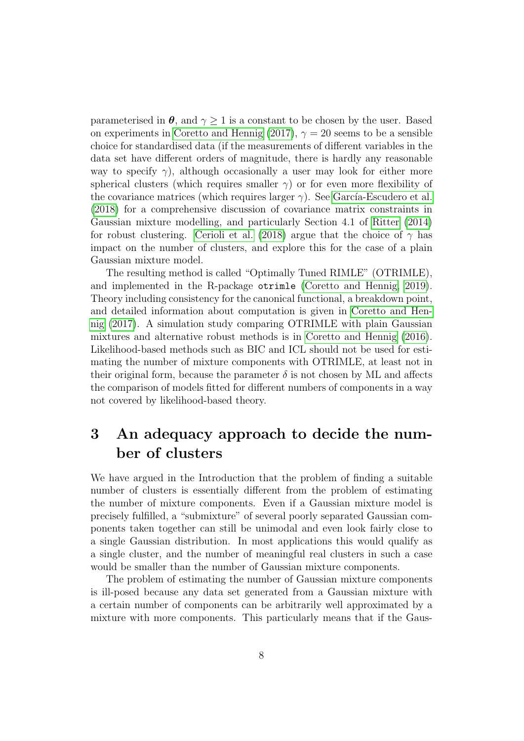parameterised in $\boldsymbol{\theta}$, and $\gamma \geq 1$ is a constant to be chosen by the user. Based on experiments in Coretto and Hennig (2017), $\gamma = 20$ seems to be a sensible choice for standardised data (if the measurements of different variables in the data set have different orders of magnitude, there is hardly any reasonable way to specify $\gamma$), although occasionally a user may look for either more spherical clusters (which requires smaller $\gamma$) or for even more flexibility of the covariance matrices (which requires larger $\gamma$). See García-Escudero et al. (2018) for a comprehensive discussion of covariance matrix constraints in Gaussian mixture modelling, and particularly Section 4.1 of Ritter (2014) for robust clustering. Cerioli et al. (2018) argue that the choice of $\gamma$ has impact on the number of clusters, and explore this for the case of a plain Gaussian mixture model.

The resulting method is called "Optimally Tuned RIMLE" (OTRIMLE), and implemented in the R-package `otrimle` (Coretto and Hennig, 2019). Theory including consistency for the canonical functional, a breakdown point, and detailed information about computation is given in Coretto and Hennig (2017). A simulation study comparing OTRIMLE with plain Gaussian mixtures and alternative robust methods is in Coretto and Hennig (2016). Likelihood-based methods such as BIC and ICL should not be used for estimating the number of mixture components with OTRIMLE, at least not in their original form, because the parameter $\delta$ is not chosen by ML and affects the comparison of models fitted for different numbers of components in a way not covered by likelihood-based theory.

# 3 An adequacy approach to decide the number of clusters

We have argued in the Introduction that the problem of finding a suitable number of clusters is essentially different from the problem of estimating the number of mixture components. Even if a Gaussian mixture model is precisely fulfilled, a "submixture" of several poorly separated Gaussian components taken together can still be unimodal and even look fairly close to a single Gaussian distribution. In most applications this would qualify as a single cluster, and the number of meaningful real clusters in such a case would be smaller than the number of Gaussian mixture components.

The problem of estimating the number of Gaussian mixture components is ill-posed because any data set generated from a Gaussian mixture with a certain number of components can be arbitrarily well approximated by a mixture with more components. This particularly means that if the Gaus-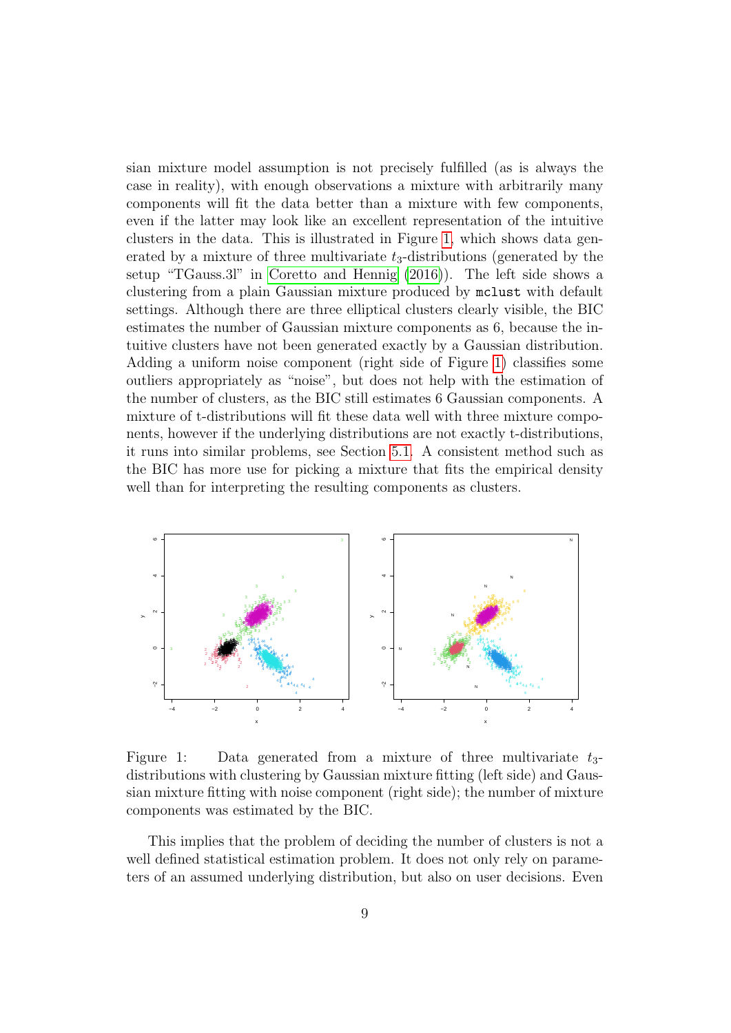sian mixture model assumption is not precisely fulfilled (as is always the case in reality), with enough observations a mixture with arbitrarily many components will fit the data better than a mixture with few components, even if the latter may look like an excellent representation of the intuitive clusters in the data. This is illustrated in Figure 1, which shows data generated by a mixture of three multivariate $t_3$-distributions (generated by the setup "TGauss.3l" in Coretto and Hennig (2016)). The left side shows a clustering from a plain Gaussian mixture produced by `mclust` with default settings. Although there are three elliptical clusters clearly visible, the BIC estimates the number of Gaussian mixture components as 6, because the intuitive clusters have not been generated exactly by a Gaussian distribution. Adding a uniform noise component (right side of Figure 1) classifies some outliers appropriately as "noise", but does not help with the estimation of the number of clusters, as the BIC still estimates 6 Gaussian components. A mixture of t-distributions will fit these data well with three mixture components, however if the underlying distributions are not exactly t-distributions, it runs into similar problems, see Section 5.1. A consistent method such as the BIC has more use for picking a mixture that fits the empirical density well than for interpreting the resulting components as clusters.

Figure 1: Data generated from a mixture of three multivariate $t_3$-distributions with clustering by Gaussian mixture fitting (left side) and Gaussian mixture fitting with noise component (right side); the number of mixture components was estimated by the BIC.

This implies that the problem of deciding the number of clusters is not a well defined statistical estimation problem. It does not only rely on parameters of an assumed underlying distribution, but also on user decisions. Even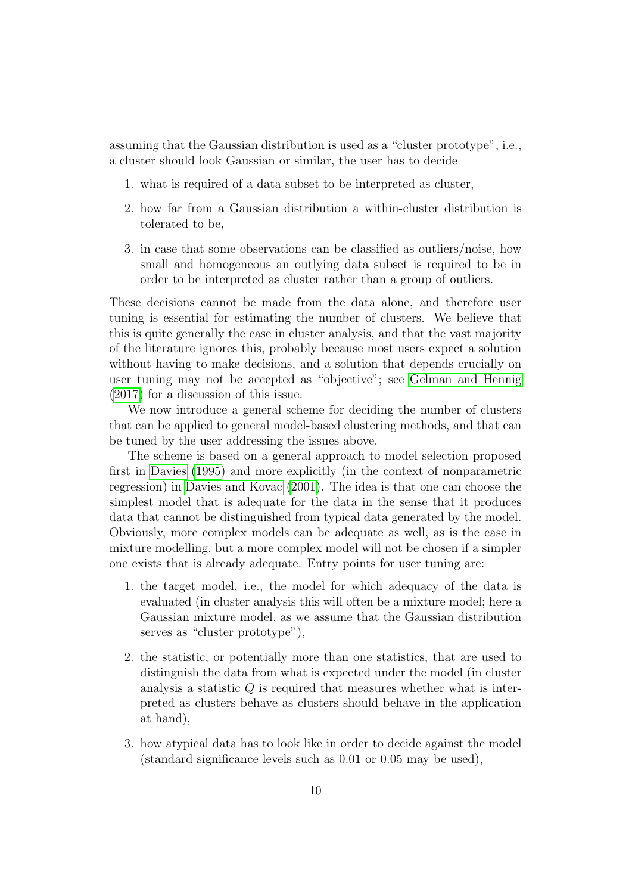assuming that the Gaussian distribution is used as a "cluster prototype", i.e., a cluster should look Gaussian or similar, the user has to decide

1. what is required of a data subset to be interpreted as cluster,
2. how far from a Gaussian distribution a within-cluster distribution is tolerated to be,
3. in case that some observations can be classified as outliers/noise, how small and homogeneous an outlying data subset is required to be in order to be interpreted as cluster rather than a group of outliers.

These decisions cannot be made from the data alone, and therefore user tuning is essential for estimating the number of clusters. We believe that this is quite generally the case in cluster analysis, and that the vast majority of the literature ignores this, probably because most users expect a solution without having to make decisions, and a solution that depends crucially on user tuning may not be accepted as "objective"; see Gelman and Hennig (2017) for a discussion of this issue.

We now introduce a general scheme for deciding the number of clusters that can be applied to general model-based clustering methods, and that can be tuned by the user addressing the issues above.

The scheme is based on a general approach to model selection proposed first in Davies (1995) and more explicitly (in the context of nonparametric regression) in Davies and Kovac (2001). The idea is that one can choose the simplest model that is adequate for the data in the sense that it produces data that cannot be distinguished from typical data generated by the model. Obviously, more complex models can be adequate as well, as is the case in mixture modelling, but a more complex model will not be chosen if a simpler one exists that is already adequate. Entry points for user tuning are:

1. the target model, i.e., the model for which adequacy of the data is evaluated (in cluster analysis this will often be a mixture model; here a Gaussian mixture model, as we assume that the Gaussian distribution serves as "cluster prototype"),
2. the statistic, or potentially more than one statistics, that are used to distinguish the data from what is expected under the model (in cluster analysis a statistic $Q$ is required that measures whether what is interpreted as clusters behave as clusters should behave in the application at hand),
3. how atypical data has to look like in order to decide against the model (standard significance levels such as 0.01 or 0.05 may be used),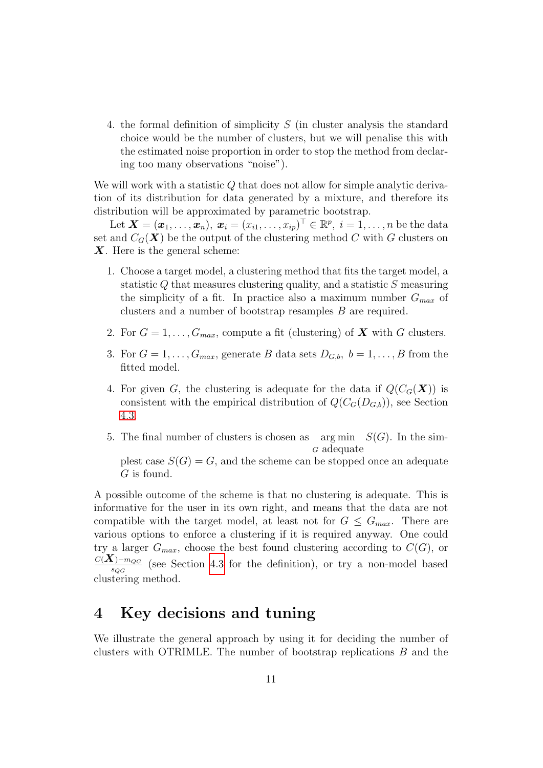4. the formal definition of simplicity $S$ (in cluster analysis the standard choice would be the number of clusters, but we will penalise this with the estimated noise proportion in order to stop the method from declaring too many observations "noise").

We will work with a statistic $Q$ that does not allow for simple analytic derivation of its distribution for data generated by a mixture, and therefore its distribution will be approximated by parametric bootstrap.

Let $\boldsymbol{X} = (\boldsymbol{x}_1, \ldots, \boldsymbol{x}_n),\ \boldsymbol{x}_i = (x_{i1}, \ldots, x_{ip})^\top \in \mathbb{R}^p,\ i = 1, \ldots, n$ be the data set and $C_G(\boldsymbol{X})$ be the output of the clustering method $C$ with $G$ clusters on $\boldsymbol{X}$. Here is the general scheme:

1. Choose a target model, a clustering method that fits the target model, a statistic $Q$ that measures clustering quality, and a statistic $S$ measuring the simplicity of a fit. In practice also a maximum number $G_{max}$ of clusters and a number of bootstrap resamples $B$ are required.

2. For $G = 1, \ldots, G_{max}$, compute a fit (clustering) of $\boldsymbol{X}$ with $G$ clusters.

3. For $G = 1, \ldots, G_{max}$, generate $B$ data sets $D_{G,b},\ b = 1, \ldots, B$ from the fitted model.

4. For given $G$, the clustering is adequate for the data if $Q(C_G(\boldsymbol{X}))$ is consistent with the empirical distribution of $Q(C_G(D_{G,b}))$, see Section 4.3.

5. The final number of clusters is chosen as $\underset{G \text{ adequate}}{\arg\min}\ S(G)$. In the simplest case $S(G) = G$, and the scheme can be stopped once an adequate $G$ is found.

A possible outcome of the scheme is that no clustering is adequate. This is informative for the user in its own right, and means that the data are not compatible with the target model, at least not for $G \leq G_{max}$. There are various options to enforce a clustering if it is required anyway. One could try a larger $G_{max}$, choose the best found clustering according to $C(G)$, or $\frac{C(\boldsymbol{X}) - m_{QG}}{s_{QG}}$ (see Section 4.3 for the definition), or try a non-model based clustering method.

# 4 Key decisions and tuning

We illustrate the general approach by using it for deciding the number of clusters with OTRIMLE. The number of bootstrap replications $B$ and the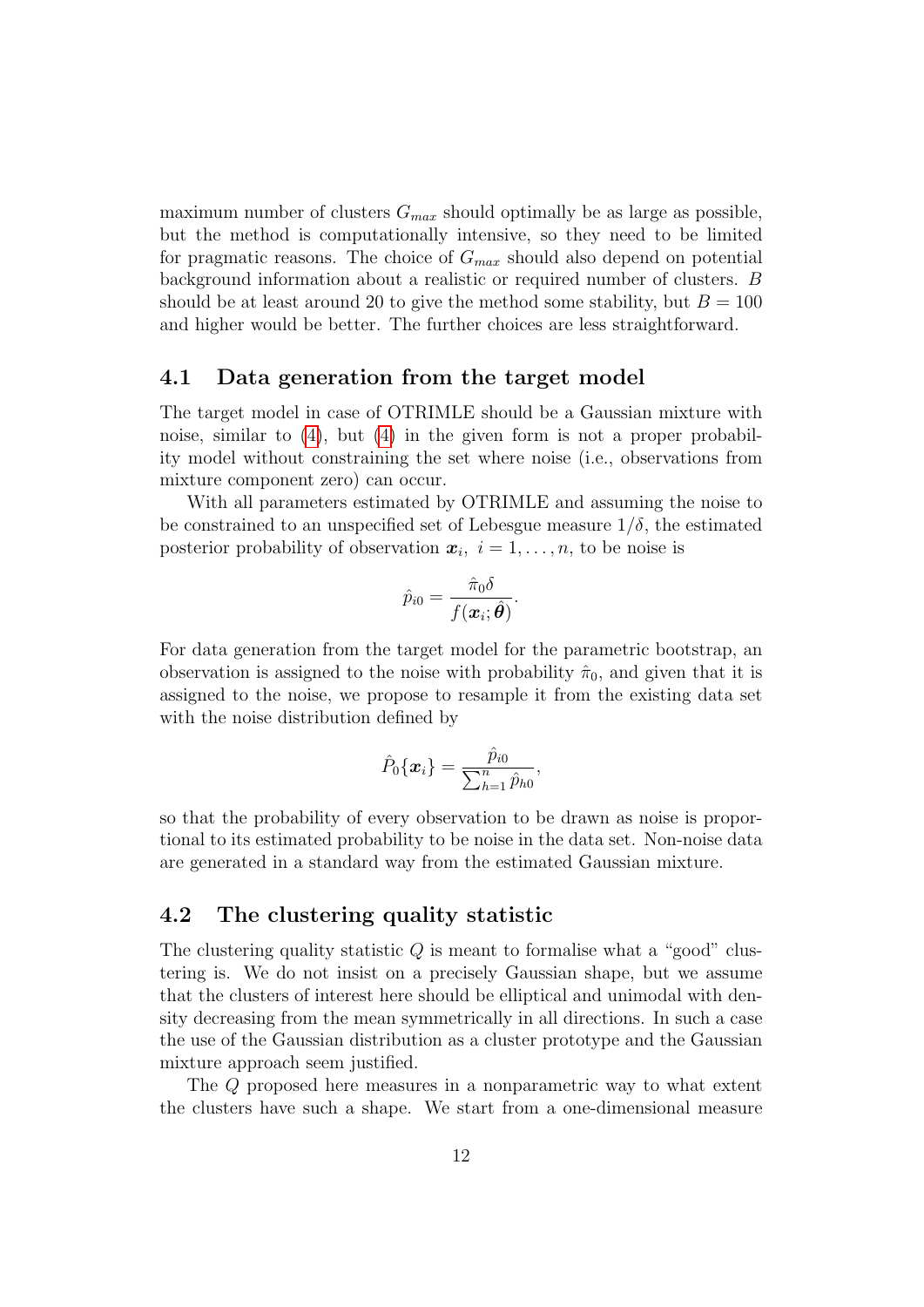maximum number of clusters $G_{max}$ should optimally be as large as possible, but the method is computationally intensive, so they need to be limited for pragmatic reasons. The choice of $G_{max}$ should also depend on potential background information about a realistic or required number of clusters. $B$ should be at least around 20 to give the method some stability, but $B = 100$ and higher would be better. The further choices are less straightforward.

## 4.1 Data generation from the target model

The target model in case of OTRIMLE should be a Gaussian mixture with noise, similar to (4), but (4) in the given form is not a proper probability model without constraining the set where noise (i.e., observations from mixture component zero) can occur.

With all parameters estimated by OTRIMLE and assuming the noise to be constrained to an unspecified set of Lebesgue measure $1/\delta$, the estimated posterior probability of observation $\boldsymbol{x}_i,\ i = 1, \ldots, n$, to be noise is

$$\hat{p}_{i0} = \frac{\hat{\pi}_0 \delta}{f(\boldsymbol{x}_i; \hat{\boldsymbol{\theta}})}.$$

For data generation from the target model for the parametric bootstrap, an observation is assigned to the noise with probability $\hat{\pi}_0$, and given that it is assigned to the noise, we propose to resample it from the existing data set with the noise distribution defined by

$$\hat{P}_0\{\boldsymbol{x}_i\} = \frac{\hat{p}_{i0}}{\sum_{h=1}^{n} \hat{p}_{h0}},$$

so that the probability of every observation to be drawn as noise is proportional to its estimated probability to be noise in the data set. Non-noise data are generated in a standard way from the estimated Gaussian mixture.

## 4.2 The clustering quality statistic

The clustering quality statistic $Q$ is meant to formalise what a "good" clustering is. We do not insist on a precisely Gaussian shape, but we assume that the clusters of interest here should be elliptical and unimodal with density decreasing from the mean symmetrically in all directions. In such a case the use of the Gaussian distribution as a cluster prototype and the Gaussian mixture approach seem justified.

The $Q$ proposed here measures in a nonparametric way to what extent the clusters have such a shape. We start from a one-dimensional measure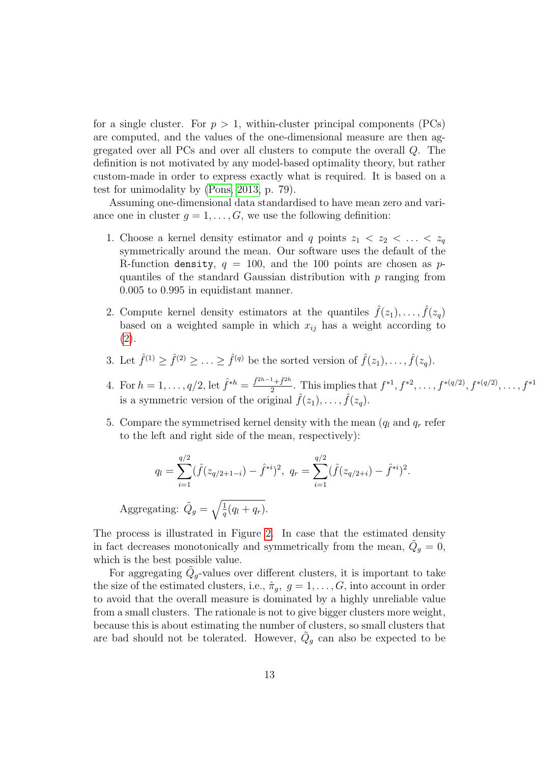for a single cluster. For $p > 1$, within-cluster principal components (PCs) are computed, and the values of the one-dimensional measure are then aggregated over all PCs and over all clusters to compute the overall $Q$. The definition is not motivated by any model-based optimality theory, but rather custom-made in order to express exactly what is required. It is based on a test for unimodality by (Pons, 2013, p. 79).

Assuming one-dimensional data standardised to have mean zero and variance one in cluster $g = 1, \ldots, G$, we use the following definition:

1. Choose a kernel density estimator and $q$ points $z_1 < z_2 < \ldots < z_q$ symmetrically around the mean. Our software uses the default of the R-function `density`, $q = 100$, and the 100 points are chosen as $p$-quantiles of the standard Gaussian distribution with $p$ ranging from 0.005 to 0.995 in equidistant manner.

2. Compute kernel density estimators at the quantiles $\hat{f}(z_1), \ldots, \hat{f}(z_q)$ based on a weighted sample in which $x_{ij}$ has a weight according to (2).

3. Let $\hat{f}^{(1)} \geq \hat{f}^{(2)} \geq \ldots \geq \hat{f}^{(q)}$ be the sorted version of $\hat{f}(z_1), \ldots, \hat{f}(z_q)$.

4. For $h = 1, \ldots, q/2$, let $\hat{f}^{*h} = \frac{\hat{f}^{2h-1} + \hat{f}^{2h}}{2}$. This implies that $f^{*1}, f^{*2}, \ldots, f^{*(q/2)}, f^{*(q/2)}, \ldots, f^{*1}$ is a symmetric version of the original $\hat{f}(z_1), \ldots, \hat{f}(z_q)$.

5. Compare the symmetrised kernel density with the mean ($q_l$ and $q_r$ refer to the left and right side of the mean, respectively):

$$q_l = \sum_{i=1}^{q/2} (\hat{f}(z_{q/2+1-i}) - \hat{f}^{*i})^2, \ q_r = \sum_{i=1}^{q/2} (\hat{f}(z_{q/2+i}) - \hat{f}^{*i})^2.$$

Aggregating: $\tilde{Q}_g = \sqrt{\frac{1}{q}(q_l + q_r)}$.

The process is illustrated in Figure 2. In case that the estimated density in fact decreases monotonically and symmetrically from the mean, $\tilde{Q}_g = 0$, which is the best possible value.

For aggregating $\tilde{Q}_g$-values over different clusters, it is important to take the size of the estimated clusters, i.e., $\hat{\pi}_g, \ g = 1, \ldots, G$, into account in order to avoid that the overall measure is dominated by a highly unreliable value from a small clusters. The rationale is not to give bigger clusters more weight, because this is about estimating the number of clusters, so small clusters that are bad should not be tolerated. However, $\tilde{Q}_g$ can also be expected to be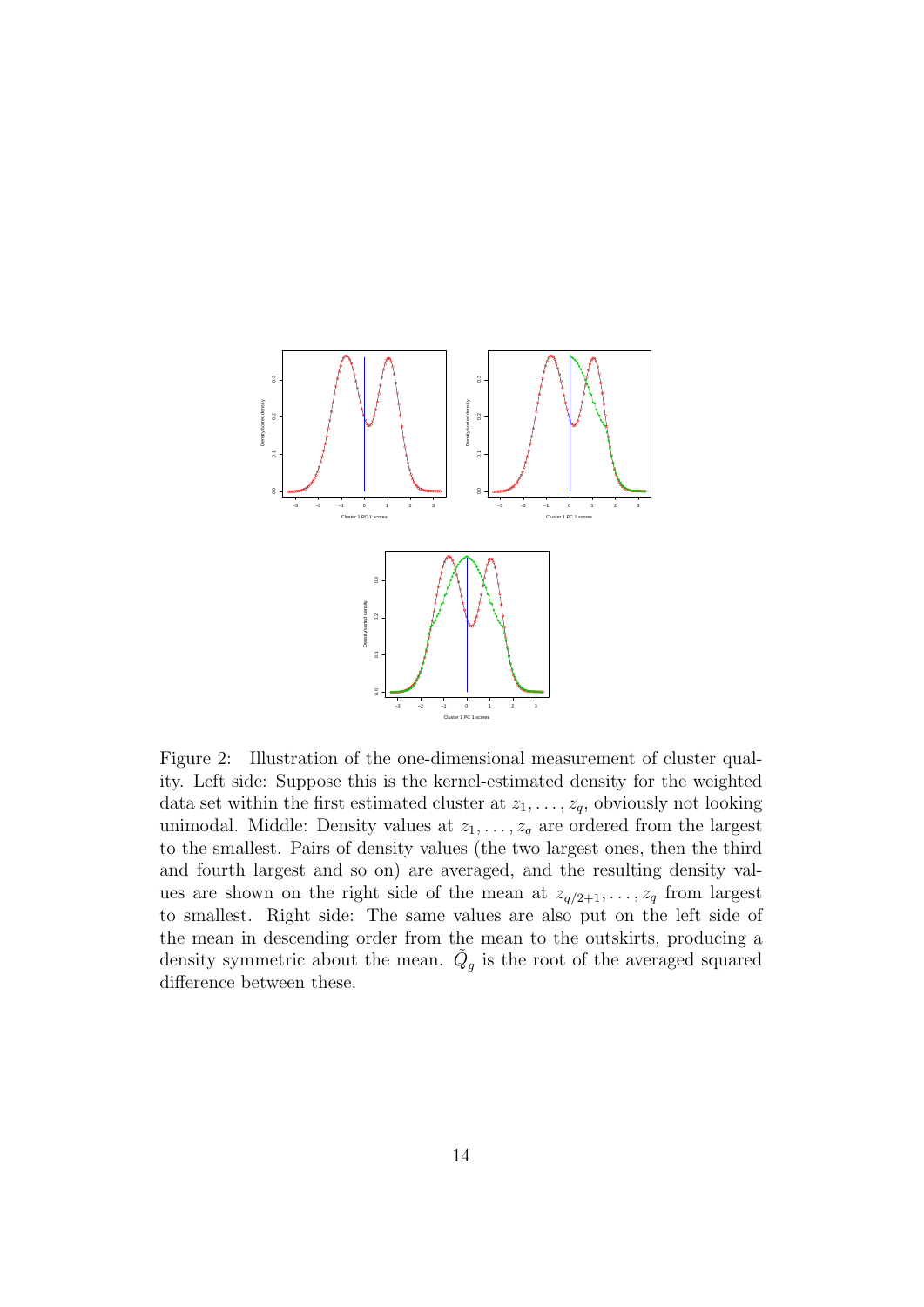Figure 2: Illustration of the one-dimensional measurement of cluster quality. Left side: Suppose this is the kernel-estimated density for the weighted data set within the first estimated cluster at $z_1, \ldots, z_q$, obviously not looking unimodal. Middle: Density values at $z_1, \ldots, z_q$ are ordered from the largest to the smallest. Pairs of density values (the two largest ones, then the third and fourth largest and so on) are averaged, and the resulting density values are shown on the right side of the mean at $z_{q/2+1}, \ldots, z_q$ from largest to smallest. Right side: The same values are also put on the left side of the mean in descending order from the mean to the outskirts, producing a density symmetric about the mean. $\tilde{Q}_g$ is the root of the averaged squared difference between these.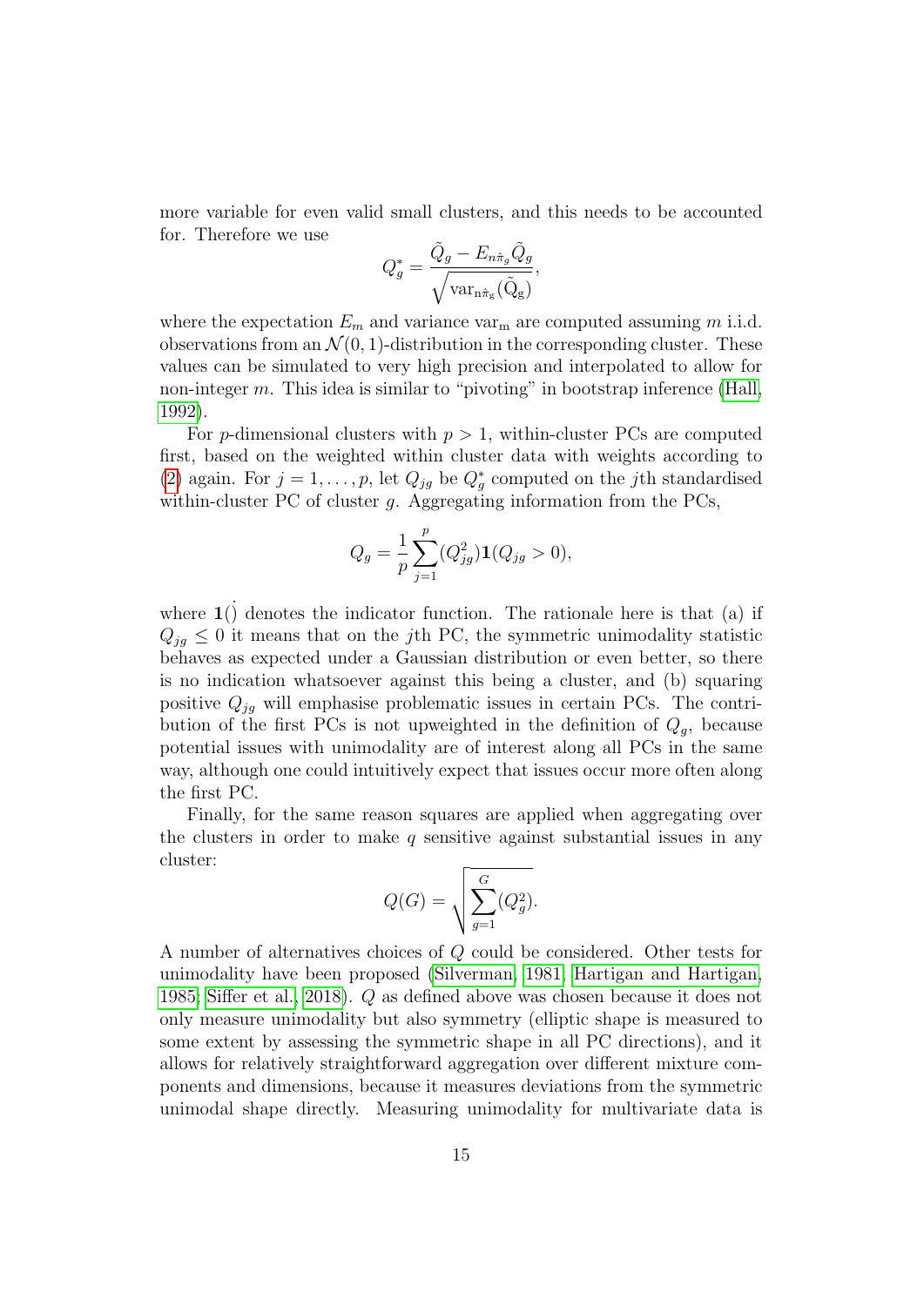more variable for even valid small clusters, and this needs to be accounted for. Therefore we use

$$Q_g^* = \frac{\tilde{Q}_g - E_{n\hat{\pi}_g}\tilde{Q}_g}{\sqrt{\mathrm{var}_{n\hat{\pi}_g}(\tilde{Q}_g)}},$$

where the expectation $E_m$ and variance $\mathrm{var}_m$ are computed assuming $m$ i.i.d. observations from an $\mathcal{N}(0,1)$-distribution in the corresponding cluster. These values can be simulated to very high precision and interpolated to allow for non-integer $m$. This idea is similar to "pivoting" in bootstrap inference (Hall, 1992).

For $p$-dimensional clusters with $p > 1$, within-cluster PCs are computed first, based on the weighted within cluster data with weights according to (2) again. For $j = 1, \ldots, p$, let $Q_{jg}$ be $Q_g^*$ computed on the $j$th standardised within-cluster PC of cluster $g$. Aggregating information from the PCs,

$$Q_g = \frac{1}{p}\sum_{j=1}^{p}(Q_{jg}^2)\mathbf{1}(Q_{jg} > 0),$$

where $\mathbf{1}(\dot{})$ denotes the indicator function. The rationale here is that (a) if $Q_{jg} \leq 0$ it means that on the $j$th PC, the symmetric unimodality statistic behaves as expected under a Gaussian distribution or even better, so there is no indication whatsoever against this being a cluster, and (b) squaring positive $Q_{jg}$ will emphasise problematic issues in certain PCs. The contribution of the first PCs is not upweighted in the definition of $Q_g$, because potential issues with unimodality are of interest along all PCs in the same way, although one could intuitively expect that issues occur more often along the first PC.

Finally, for the same reason squares are applied when aggregating over the clusters in order to make $q$ sensitive against substantial issues in any cluster:

$$Q(G) = \sqrt{\sum_{g=1}^{G}(Q_g^2)}.$$

A number of alternatives choices of $Q$ could be considered. Other tests for unimodality have been proposed (Silverman, 1981; Hartigan and Hartigan, 1985; Siffer et al., 2018). $Q$ as defined above was chosen because it does not only measure unimodality but also symmetry (elliptic shape is measured to some extent by assessing the symmetric shape in all PC directions), and it allows for relatively straightforward aggregation over different mixture components and dimensions, because it measures deviations from the symmetric unimodal shape directly. Measuring unimodality for multivariate data is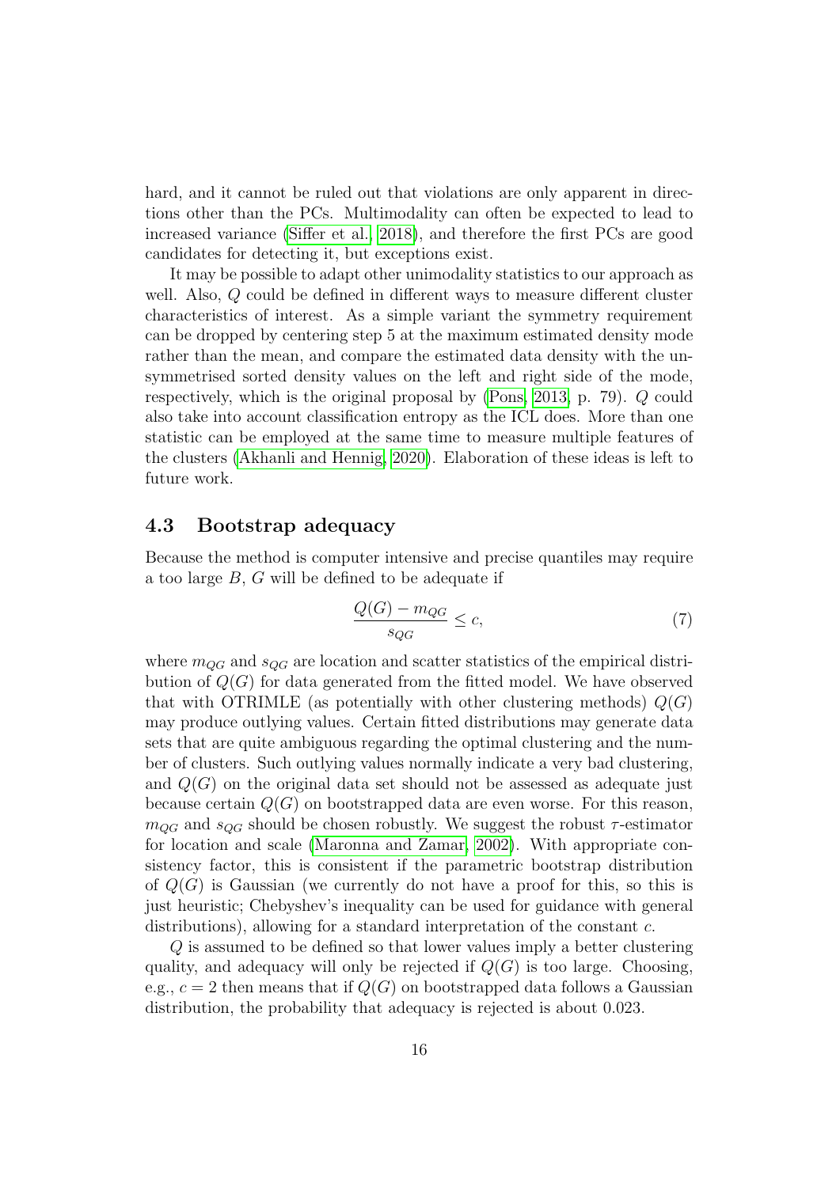hard, and it cannot be ruled out that violations are only apparent in directions other than the PCs. Multimodality can often be expected to lead to increased variance (Siffer et al., 2018), and therefore the first PCs are good candidates for detecting it, but exceptions exist.

It may be possible to adapt other unimodality statistics to our approach as well. Also, $Q$ could be defined in different ways to measure different cluster characteristics of interest. As a simple variant the symmetry requirement can be dropped by centering step 5 at the maximum estimated density mode rather than the mean, and compare the estimated data density with the unsymmetrised sorted density values on the left and right side of the mode, respectively, which is the original proposal by (Pons, 2013, p. 79). $Q$ could also take into account classification entropy as the ICL does. More than one statistic can be employed at the same time to measure multiple features of the clusters (Akhanli and Hennig, 2020). Elaboration of these ideas is left to future work.

### 4.3 Bootstrap adequacy

Because the method is computer intensive and precise quantiles may require a too large $B$, $G$ will be defined to be adequate if

$$\frac{Q(G) - m_{QG}}{s_{QG}} \leq c, \tag{7}$$

where $m_{QG}$ and $s_{QG}$ are location and scatter statistics of the empirical distribution of $Q(G)$ for data generated from the fitted model. We have observed that with OTRIMLE (as potentially with other clustering methods) $Q(G)$ may produce outlying values. Certain fitted distributions may generate data sets that are quite ambiguous regarding the optimal clustering and the number of clusters. Such outlying values normally indicate a very bad clustering, and $Q(G)$ on the original data set should not be assessed as adequate just because certain $Q(G)$ on bootstrapped data are even worse. For this reason, $m_{QG}$ and $s_{QG}$ should be chosen robustly. We suggest the robust $\tau$-estimator for location and scale (Maronna and Zamar, 2002). With appropriate consistency factor, this is consistent if the parametric bootstrap distribution of $Q(G)$ is Gaussian (we currently do not have a proof for this, so this is just heuristic; Chebyshev's inequality can be used for guidance with general distributions), allowing for a standard interpretation of the constant $c$.

$Q$ is assumed to be defined so that lower values imply a better clustering quality, and adequacy will only be rejected if $Q(G)$ is too large. Choosing, e.g., $c = 2$ then means that if $Q(G)$ on bootstrapped data follows a Gaussian distribution, the probability that adequacy is rejected is about 0.023.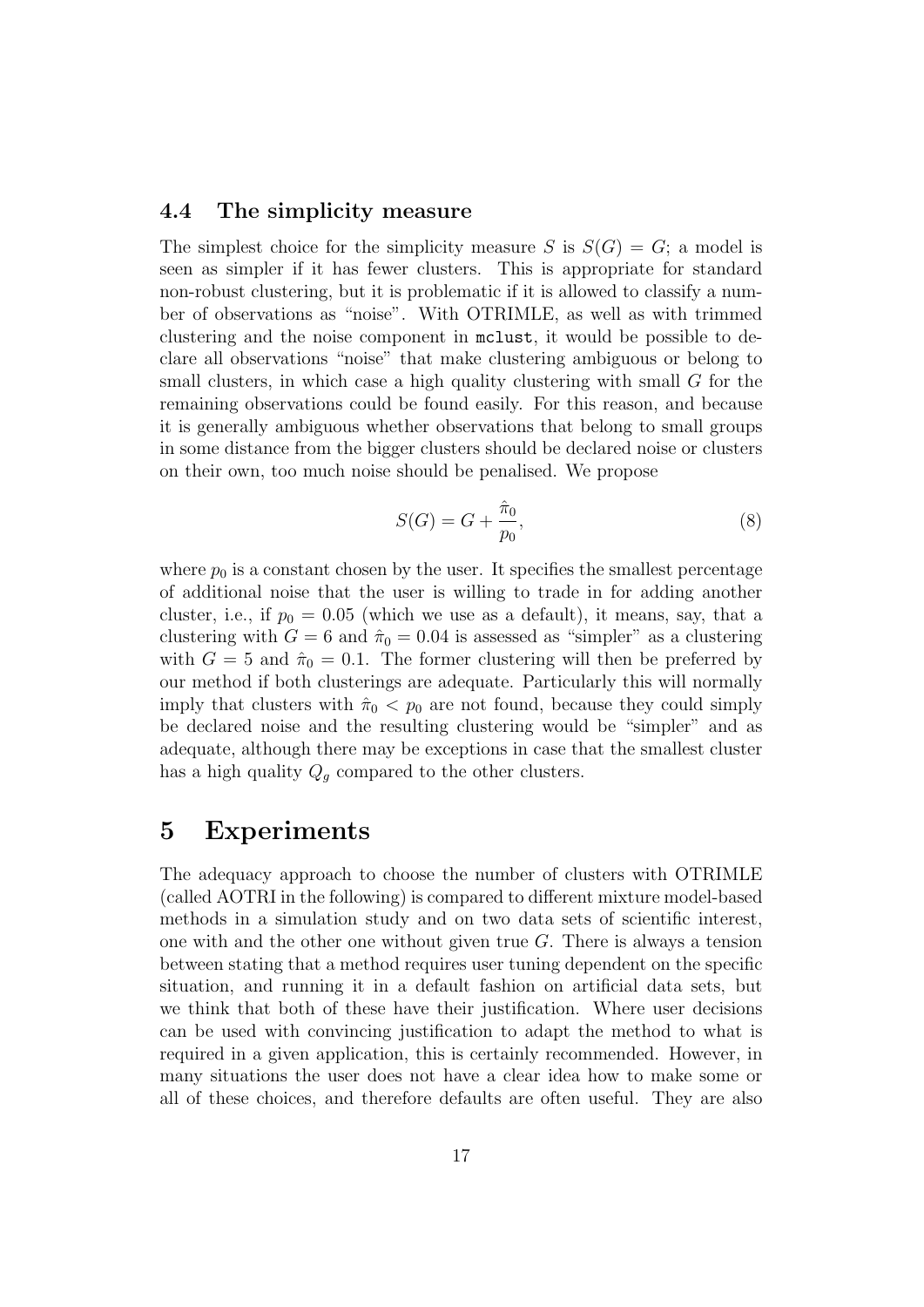### 4.4 The simplicity measure

The simplest choice for the simplicity measure $S$ is $S(G) = G$; a model is seen as simpler if it has fewer clusters. This is appropriate for standard non-robust clustering, but it is problematic if it is allowed to classify a number of observations as "noise". With OTRIMLE, as well as with trimmed clustering and the noise component in `mclust`, it would be possible to declare all observations "noise" that make clustering ambiguous or belong to small clusters, in which case a high quality clustering with small $G$ for the remaining observations could be found easily. For this reason, and because it is generally ambiguous whether observations that belong to small groups in some distance from the bigger clusters should be declared noise or clusters on their own, too much noise should be penalised. We propose

$$S(G) = G + \frac{\hat{\pi}_0}{p_0}, \tag{8}$$

where $p_0$ is a constant chosen by the user. It specifies the smallest percentage of additional noise that the user is willing to trade in for adding another cluster, i.e., if $p_0 = 0.05$ (which we use as a default), it means, say, that a clustering with $G = 6$ and $\hat{\pi}_0 = 0.04$ is assessed as "simpler" as a clustering with $G = 5$ and $\hat{\pi}_0 = 0.1$. The former clustering will then be preferred by our method if both clusterings are adequate. Particularly this will normally imply that clusters with $\hat{\pi}_0 < p_0$ are not found, because they could simply be declared noise and the resulting clustering would be "simpler" and as adequate, although there may be exceptions in case that the smallest cluster has a high quality $Q_g$ compared to the other clusters.

# 5 Experiments

The adequacy approach to choose the number of clusters with OTRIMLE (called AOTRI in the following) is compared to different mixture model-based methods in a simulation study and on two data sets of scientific interest, one with and the other one without given true $G$. There is always a tension between stating that a method requires user tuning dependent on the specific situation, and running it in a default fashion on artificial data sets, but we think that both of these have their justification. Where user decisions can be used with convincing justification to adapt the method to what is required in a given application, this is certainly recommended. However, in many situations the user does not have a clear idea how to make some or all of these choices, and therefore defaults are often useful. They are also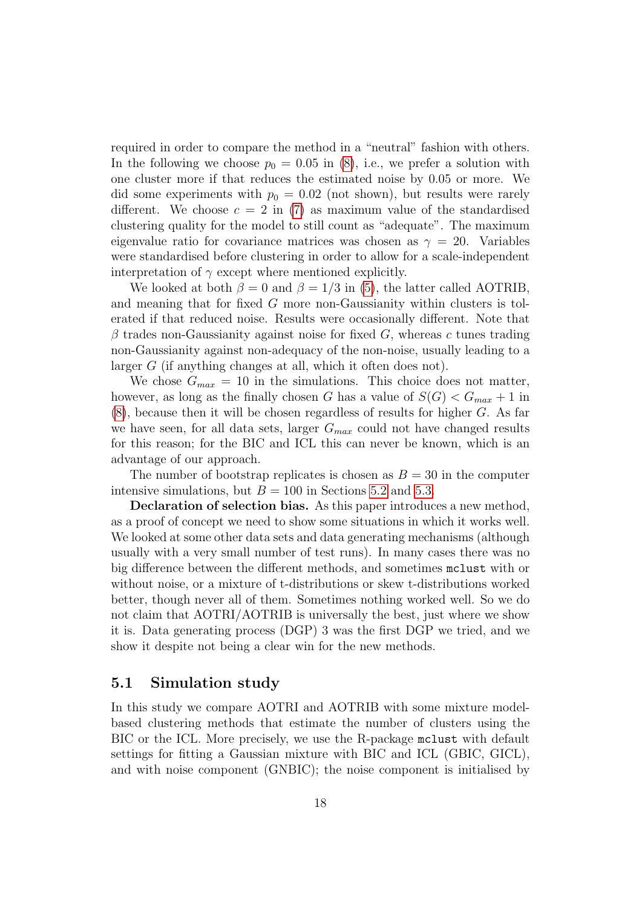required in order to compare the method in a "neutral" fashion with others. In the following we choose $p_0 = 0.05$ in (8), i.e., we prefer a solution with one cluster more if that reduces the estimated noise by 0.05 or more. We did some experiments with $p_0 = 0.02$ (not shown), but results were rarely different. We choose $c = 2$ in (7) as maximum value of the standardised clustering quality for the model to still count as "adequate". The maximum eigenvalue ratio for covariance matrices was chosen as $\gamma = 20$. Variables were standardised before clustering in order to allow for a scale-independent interpretation of $\gamma$ except where mentioned explicitly.

We looked at both $\beta = 0$ and $\beta = 1/3$ in (5), the latter called AOTRIB, and meaning that for fixed $G$ more non-Gaussianity within clusters is tolerated if that reduced noise. Results were occasionally different. Note that $\beta$ trades non-Gaussianity against noise for fixed $G$, whereas $c$ tunes trading non-Gaussianity against non-adequacy of the non-noise, usually leading to a larger $G$ (if anything changes at all, which it often does not).

We chose $G_{max} = 10$ in the simulations. This choice does not matter, however, as long as the finally chosen $G$ has a value of $S(G) < G_{max} + 1$ in (8), because then it will be chosen regardless of results for higher $G$. As far we have seen, for all data sets, larger $G_{max}$ could not have changed results for this reason; for the BIC and ICL this can never be known, which is an advantage of our approach.

The number of bootstrap replicates is chosen as $B = 30$ in the computer intensive simulations, but $B = 100$ in Sections 5.2 and 5.3.

**Declaration of selection bias.** As this paper introduces a new method, as a proof of concept we need to show some situations in which it works well. We looked at some other data sets and data generating mechanisms (although usually with a very small number of test runs). In many cases there was no big difference between the different methods, and sometimes `mclust` with or without noise, or a mixture of t-distributions or skew t-distributions worked better, though never all of them. Sometimes nothing worked well. So we do not claim that AOTRI/AOTRIB is universally the best, just where we show it is. Data generating process (DGP) 3 was the first DGP we tried, and we show it despite not being a clear win for the new methods.

## 5.1 Simulation study

In this study we compare AOTRI and AOTRIB with some mixture model-based clustering methods that estimate the number of clusters using the BIC or the ICL. More precisely, we use the R-package `mclust` with default settings for fitting a Gaussian mixture with BIC and ICL (GBIC, GICL), and with noise component (GNBIC); the noise component is initialised by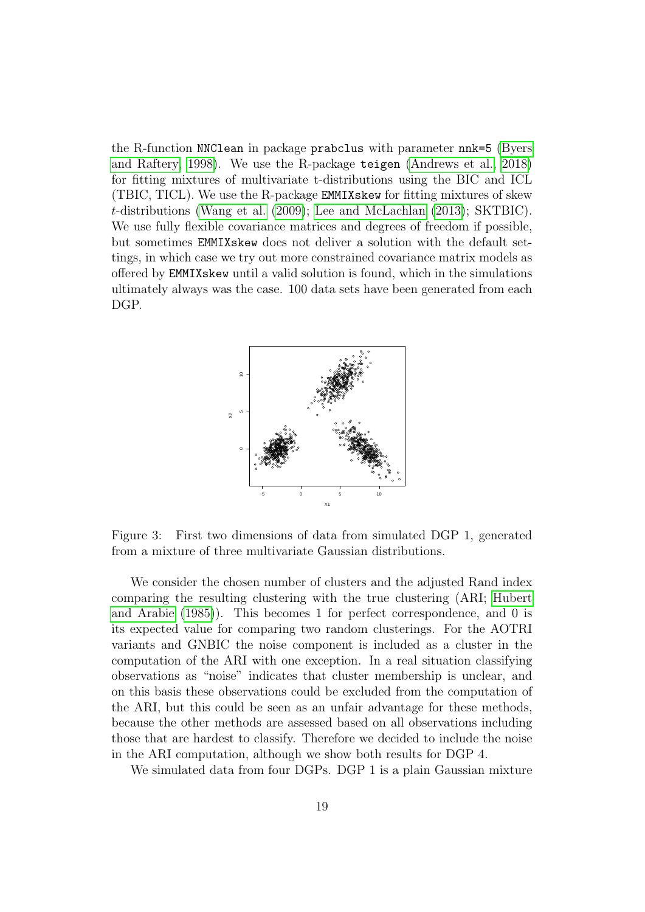the R-function `NNClean` in package `prabclus` with parameter `nnk=5` (Byers and Raftery, 1998). We use the R-package `teigen` (Andrews et al., 2018) for fitting mixtures of multivariate t-distributions using the BIC and ICL (TBIC, TICL). We use the R-package `EMMIXskew` for fitting mixtures of skew $t$-distributions (Wang et al. (2009); Lee and McLachlan (2013); SKTBIC). We use fully flexible covariance matrices and degrees of freedom if possible, but sometimes `EMMIXskew` does not deliver a solution with the default settings, in which case we try out more constrained covariance matrix models as offered by `EMMIXskew` until a valid solution is found, which in the simulations ultimately always was the case. 100 data sets have been generated from each DGP.

Figure 3: First two dimensions of data from simulated DGP 1, generated from a mixture of three multivariate Gaussian distributions.

We consider the chosen number of clusters and the adjusted Rand index comparing the resulting clustering with the true clustering (ARI; Hubert and Arabie (1985)). This becomes 1 for perfect correspondence, and 0 is its expected value for comparing two random clusterings. For the AOTRI variants and GNBIC the noise component is included as a cluster in the computation of the ARI with one exception. In a real situation classifying observations as "noise" indicates that cluster membership is unclear, and on this basis these observations could be excluded from the computation of the ARI, but this could be seen as an unfair advantage for these methods, because the other methods are assessed based on all observations including those that are hardest to classify. Therefore we decided to include the noise in the ARI computation, although we show both results for DGP 4.

We simulated data from four DGPs. DGP 1 is a plain Gaussian mixture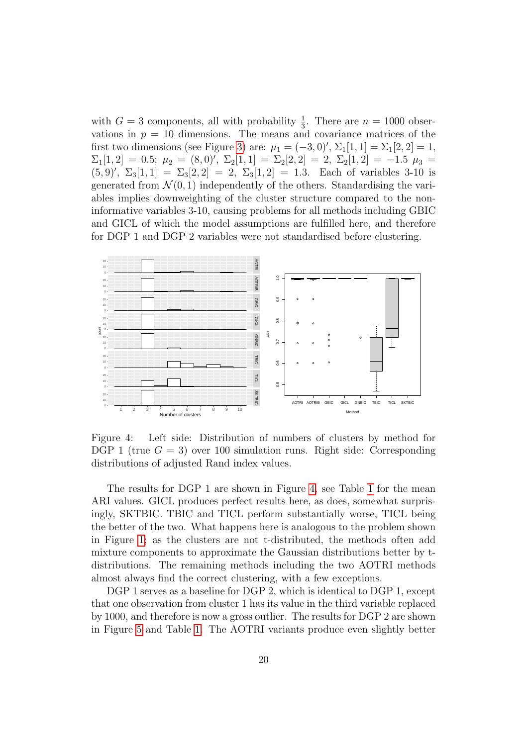with $G = 3$ components, all with probability $\frac{1}{3}$. There are $n = 1000$ observations in $p = 10$ dimensions. The means and covariance matrices of the first two dimensions (see Figure 3) are: $\mu_1 = (-3, 0)'$, $\Sigma_1[1,1] = \Sigma_1[2,2] = 1$, $\Sigma_1[1,2] = 0.5$; $\mu_2 = (8, 0)'$, $\Sigma_2[1,1] = \Sigma_2[2,2] = 2$, $\Sigma_2[1,2] = -1.5$ $\mu_3 = (5, 9)'$, $\Sigma_3[1,1] = \Sigma_3[2,2] = 2$, $\Sigma_3[1,2] = 1.3$. Each of variables 3-10 is generated from $\mathcal{N}(0, 1)$ independently of the others. Standardising the variables implies downweighting of the cluster structure compared to the non-informative variables 3-10, causing problems for all methods including GBIC and GICL of which the model assumptions are fulfilled here, and therefore for DGP 1 and DGP 2 variables were not standardised before clustering.

Figure 4: Left side: Distribution of numbers of clusters by method for DGP 1 (true $G = 3$) over 100 simulation runs. Right side: Corresponding distributions of adjusted Rand index values.

The results for DGP 1 are shown in Figure 4, see Table 1 for the mean ARI values. GICL produces perfect results here, as does, somewhat surprisingly, SKTBIC. TBIC and TICL perform substantially worse, TICL being the better of the two. What happens here is analogous to the problem shown in Figure 1: as the clusters are not t-distributed, the methods often add mixture components to approximate the Gaussian distributions better by t-distributions. The remaining methods including the two AOTRI methods almost always find the correct clustering, with a few exceptions.

DGP 1 serves as a baseline for DGP 2, which is identical to DGP 1, except that one observation from cluster 1 has its value in the third variable replaced by 1000, and therefore is now a gross outlier. The results for DGP 2 are shown in Figure 5 and Table 1. The AOTRI variants produce even slightly better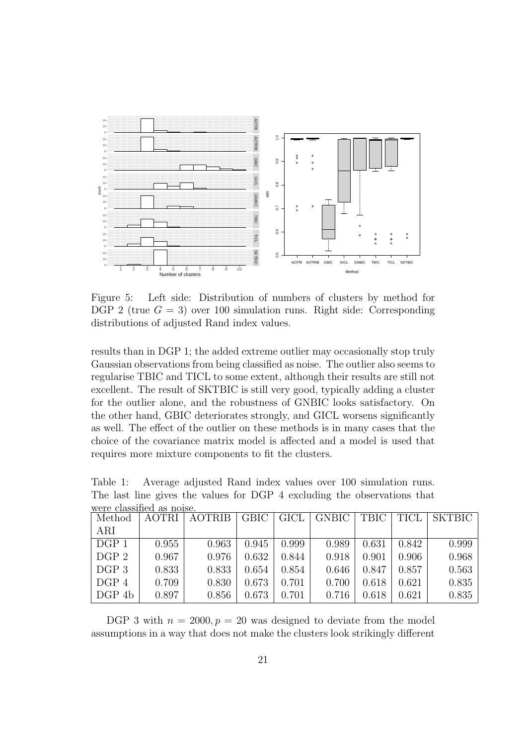Figure 5: Left side: Distribution of numbers of clusters by method for DGP 2 (true $G = 3$) over 100 simulation runs. Right side: Corresponding distributions of adjusted Rand index values.

results than in DGP 1; the added extreme outlier may occasionally stop truly Gaussian observations from being classified as noise. The outlier also seems to regularise TBIC and TICL to some extent, although their results are still not excellent. The result of SKTBIC is still very good, typically adding a cluster for the outlier alone, and the robustness of GNBIC looks satisfactory. On the other hand, GBIC deteriorates strongly, and GICL worsens significantly as well. The effect of the outlier on these methods is in many cases that the choice of the covariance matrix model is affected and a model is used that requires more mixture components to fit the clusters.

Table 1: Average adjusted Rand index values over 100 simulation runs. The last line gives the values for DGP 4 excluding the observations that were classified as noise.

| Method ARI | AOTRI | AOTRIB | GBIC | GICL | GNBIC | TBIC | TICL | SKTBIC |
|---|---|---|---|---|---|---|---|---|
| DGP 1 | 0.955 | 0.963 | 0.945 | 0.999 | 0.989 | 0.631 | 0.842 | 0.999 |
| DGP 2 | 0.967 | 0.976 | 0.632 | 0.844 | 0.918 | 0.901 | 0.906 | 0.968 |
| DGP 3 | 0.833 | 0.833 | 0.654 | 0.854 | 0.646 | 0.847 | 0.857 | 0.563 |
| DGP 4 | 0.709 | 0.830 | 0.673 | 0.701 | 0.700 | 0.618 | 0.621 | 0.835 |
| DGP 4b | 0.897 | 0.856 | 0.673 | 0.701 | 0.716 | 0.618 | 0.621 | 0.835 |

DGP 3 with $n = 2000, p = 20$ was designed to deviate from the model assumptions in a way that does not make the clusters look strikingly different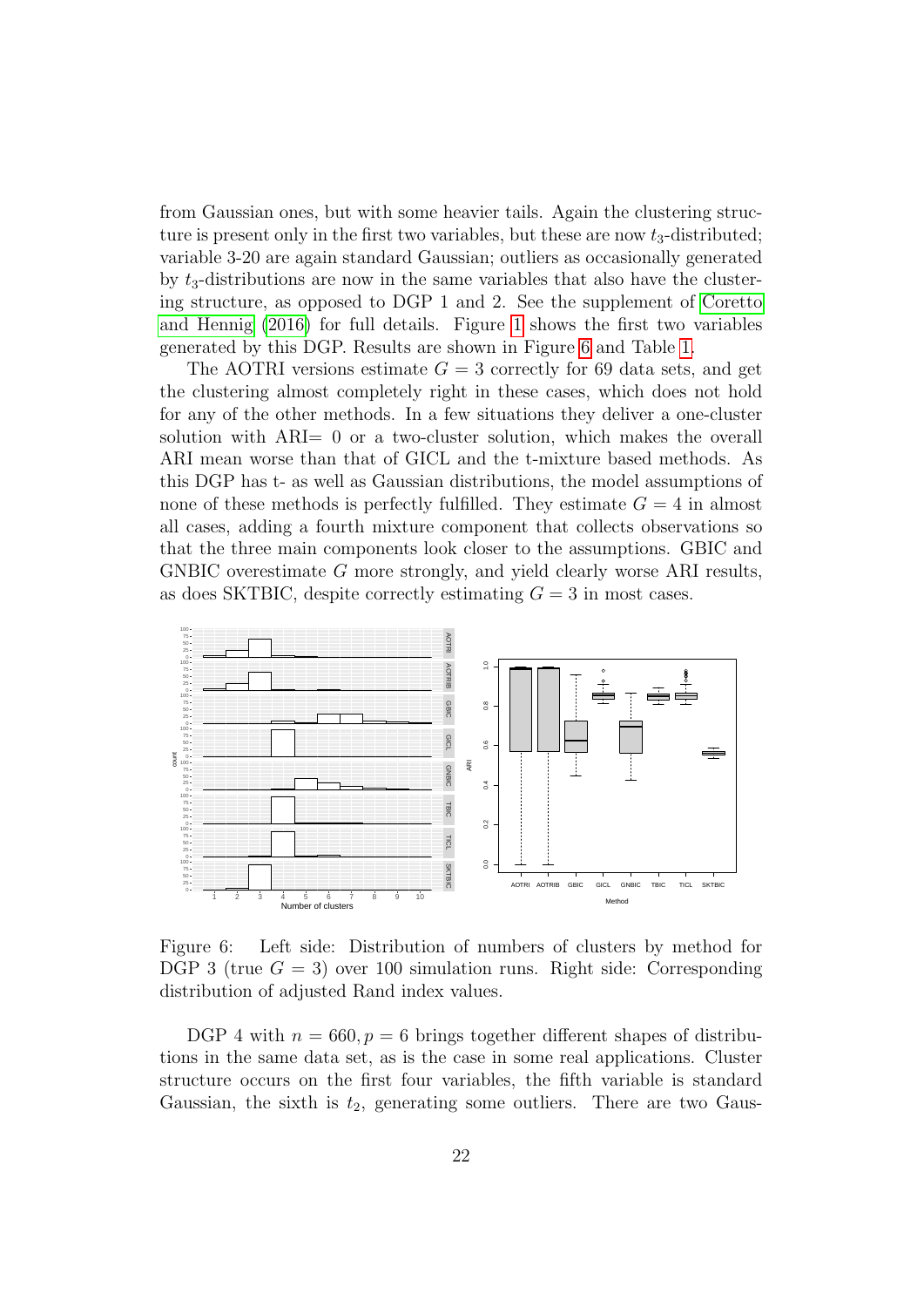from Gaussian ones, but with some heavier tails. Again the clustering structure is present only in the first two variables, but these are now $t_3$-distributed; variable 3-20 are again standard Gaussian; outliers as occasionally generated by $t_3$-distributions are now in the same variables that also have the clustering structure, as opposed to DGP 1 and 2. See the supplement of Coretto and Hennig (2016) for full details. Figure 1 shows the first two variables generated by this DGP. Results are shown in Figure 6 and Table 1.

The AOTRI versions estimate $G = 3$ correctly for 69 data sets, and get the clustering almost completely right in these cases, which does not hold for any of the other methods. In a few situations they deliver a one-cluster solution with ARI= 0 or a two-cluster solution, which makes the overall ARI mean worse than that of GICL and the t-mixture based methods. As this DGP has t- as well as Gaussian distributions, the model assumptions of none of these methods is perfectly fulfilled. They estimate $G = 4$ in almost all cases, adding a fourth mixture component that collects observations so that the three main components look closer to the assumptions. GBIC and GNBIC overestimate $G$ more strongly, and yield clearly worse ARI results, as does SKTBIC, despite correctly estimating $G = 3$ in most cases.

Figure 6: Left side: Distribution of numbers of clusters by method for DGP 3 (true $G = 3$) over 100 simulation runs. Right side: Corresponding distribution of adjusted Rand index values.

DGP 4 with $n = 660, p = 6$ brings together different shapes of distributions in the same data set, as is the case in some real applications. Cluster structure occurs on the first four variables, the fifth variable is standard Gaussian, the sixth is $t_2$, generating some outliers. There are two Gaus-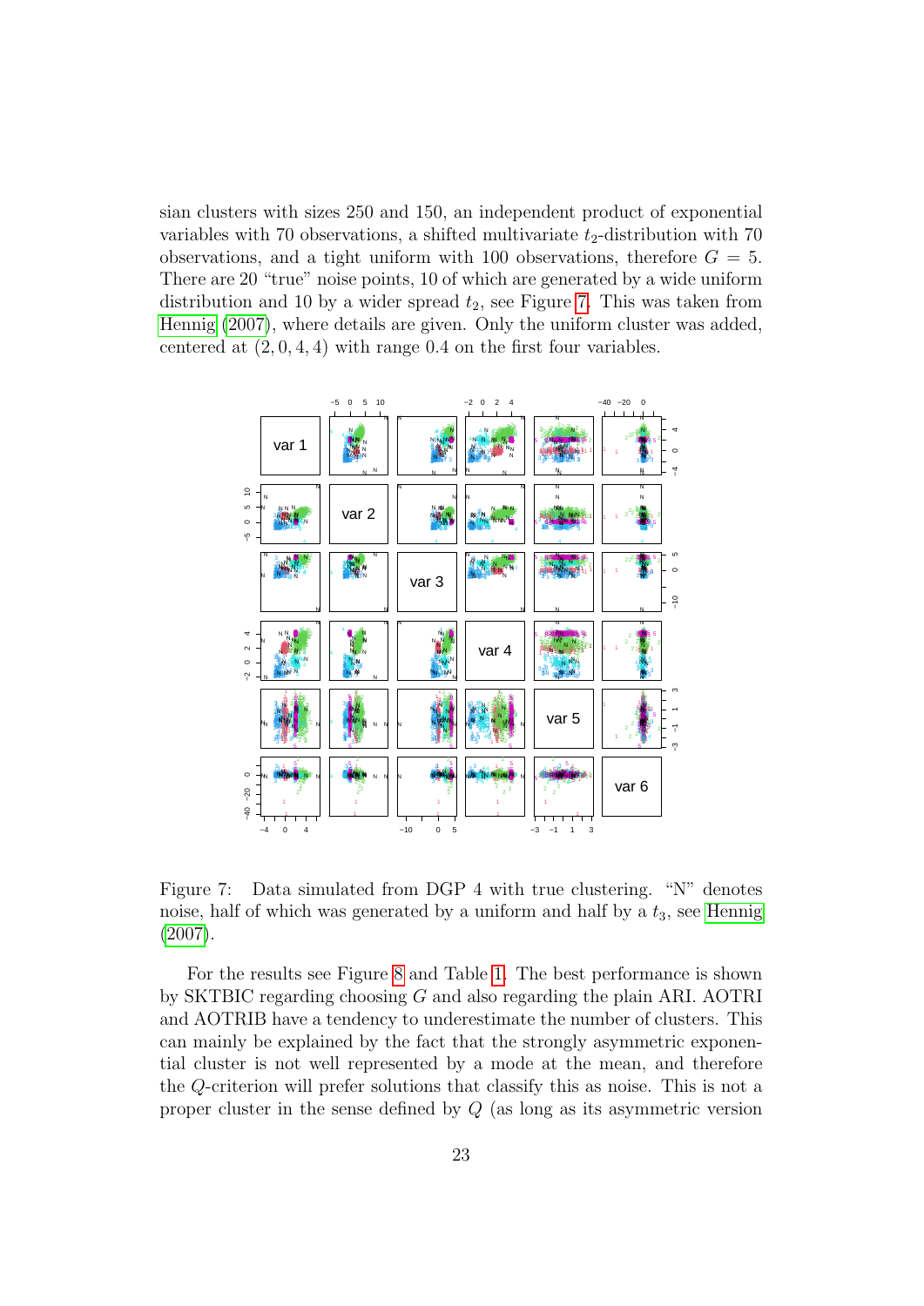sian clusters with sizes 250 and 150, an independent product of exponential variables with 70 observations, a shifted multivariate $t_2$-distribution with 70 observations, and a tight uniform with 100 observations, therefore $G = 5$. There are 20 "true" noise points, 10 of which are generated by a wide uniform distribution and 10 by a wider spread $t_2$, see Figure 7. This was taken from Hennig (2007), where details are given. Only the uniform cluster was added, centered at $(2, 0, 4, 4)$ with range 0.4 on the first four variables.

Figure 7: Data simulated from DGP 4 with true clustering. "N" denotes noise, half of which was generated by a uniform and half by a $t_3$, see Hennig (2007).

For the results see Figure 8 and Table 1. The best performance is shown by SKTBIC regarding choosing $G$ and also regarding the plain ARI. AOTRI and AOTRIB have a tendency to underestimate the number of clusters. This can mainly be explained by the fact that the strongly asymmetric exponential cluster is not well represented by a mode at the mean, and therefore the $Q$-criterion will prefer solutions that classify this as noise. This is not a proper cluster in the sense defined by $Q$ (as long as its asymmetric version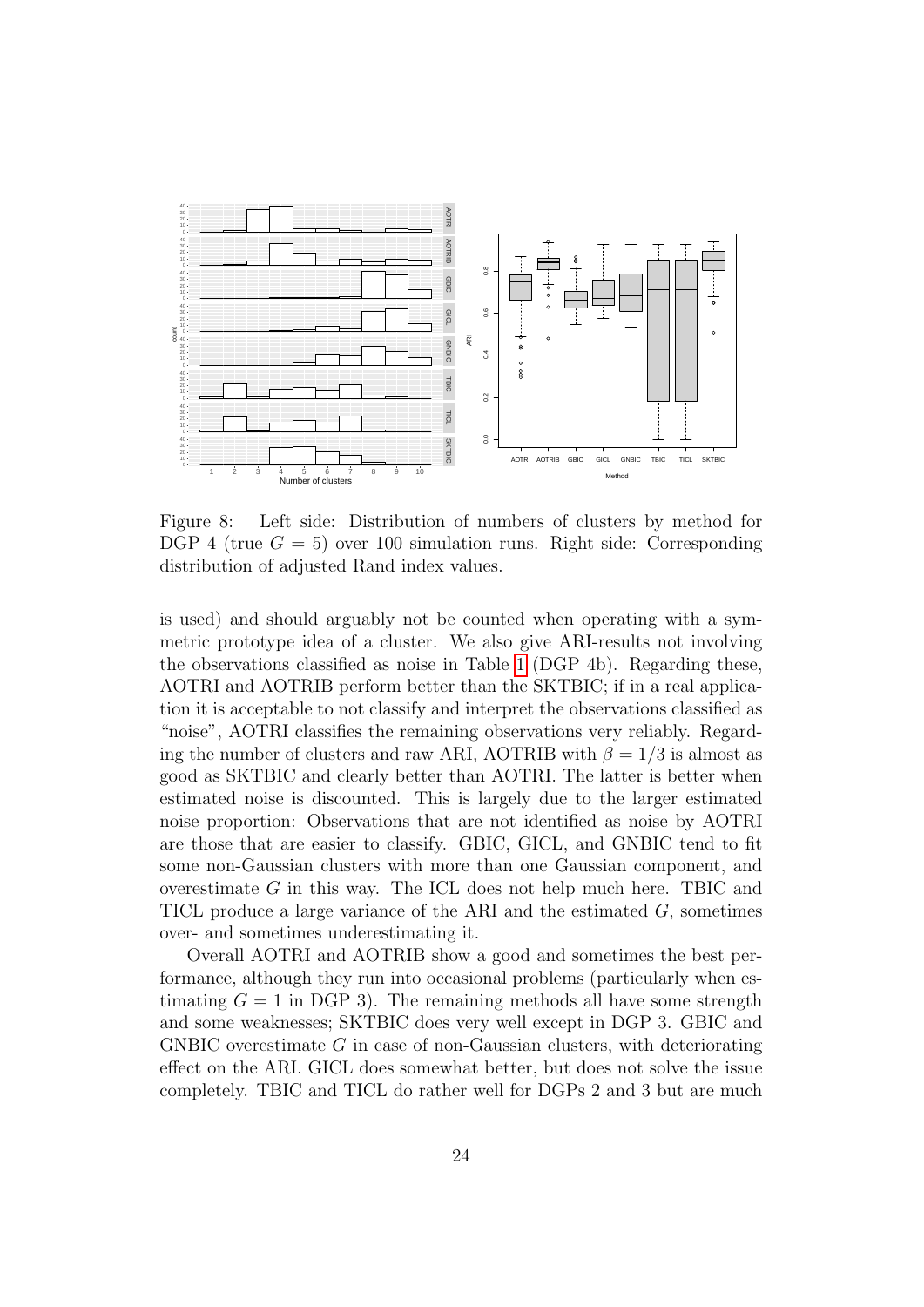Figure 8: Left side: Distribution of numbers of clusters by method for DGP 4 (true $G = 5$) over 100 simulation runs. Right side: Corresponding distribution of adjusted Rand index values.

is used) and should arguably not be counted when operating with a symmetric prototype idea of a cluster. We also give ARI-results not involving the observations classified as noise in Table 1 (DGP 4b). Regarding these, AOTRI and AOTRIB perform better than the SKTBIC; if in a real application it is acceptable to not classify and interpret the observations classified as "noise", AOTRI classifies the remaining observations very reliably. Regarding the number of clusters and raw ARI, AOTRIB with $\beta = 1/3$ is almost as good as SKTBIC and clearly better than AOTRI. The latter is better when estimated noise is discounted. This is largely due to the larger estimated noise proportion: Observations that are not identified as noise by AOTRI are those that are easier to classify. GBIC, GICL, and GNBIC tend to fit some non-Gaussian clusters with more than one Gaussian component, and overestimate $G$ in this way. The ICL does not help much here. TBIC and TICL produce a large variance of the ARI and the estimated $G$, sometimes over- and sometimes underestimating it.

Overall AOTRI and AOTRIB show a good and sometimes the best performance, although they run into occasional problems (particularly when estimating $G = 1$ in DGP 3). The remaining methods all have some strength and some weaknesses; SKTBIC does very well except in DGP 3. GBIC and GNBIC overestimate $G$ in case of non-Gaussian clusters, with deteriorating effect on the ARI. GICL does somewhat better, but does not solve the issue completely. TBIC and TICL do rather well for DGPs 2 and 3 but are much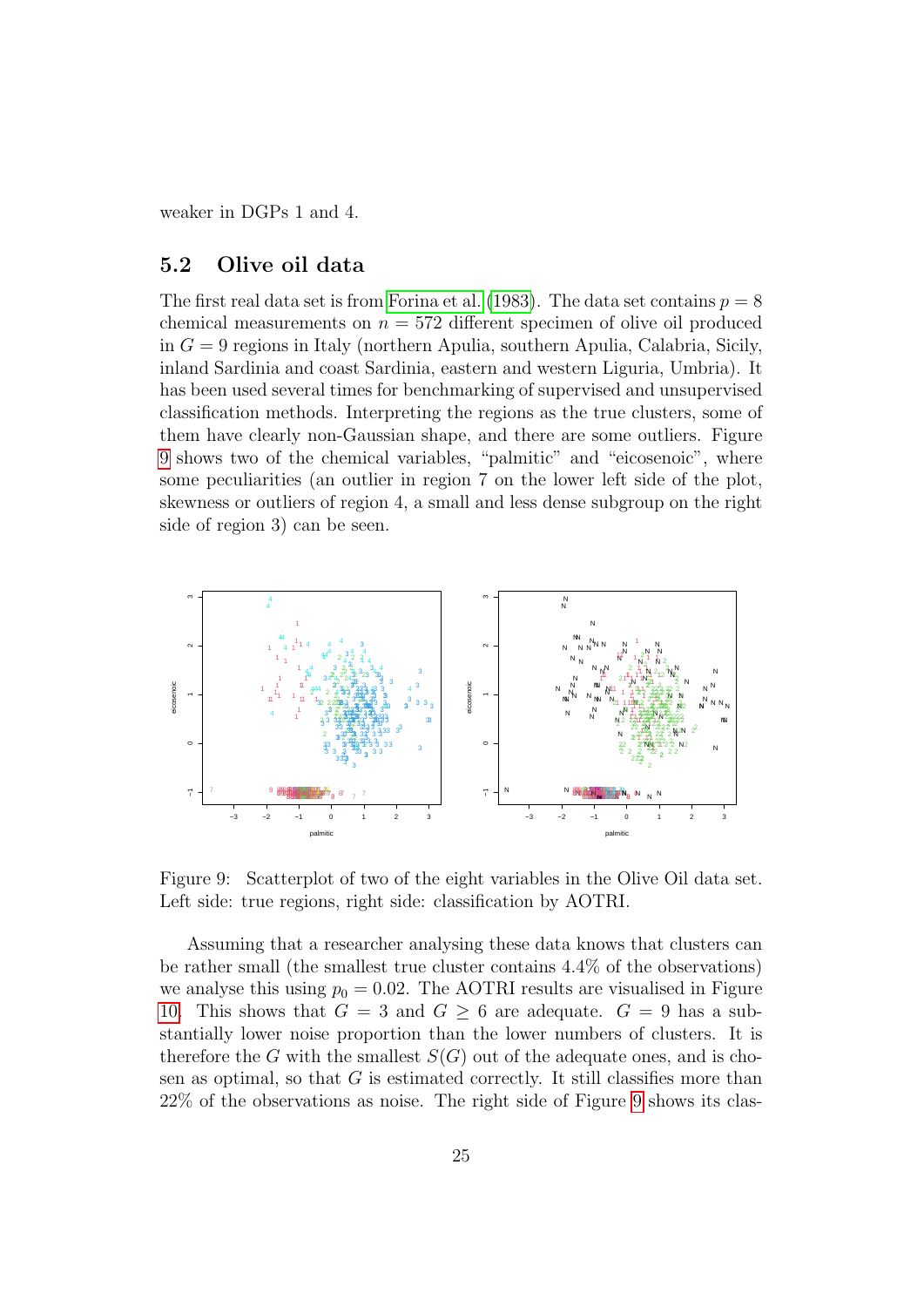weaker in DGPs 1 and 4.

## 5.2 Olive oil data

The first real data set is from Forina et al. (1983). The data set contains $p = 8$ chemical measurements on $n = 572$ different specimen of olive oil produced in $G = 9$ regions in Italy (northern Apulia, southern Apulia, Calabria, Sicily, inland Sardinia and coast Sardinia, eastern and western Liguria, Umbria). It has been used several times for benchmarking of supervised and unsupervised classification methods. Interpreting the regions as the true clusters, some of them have clearly non-Gaussian shape, and there are some outliers. Figure 9 shows two of the chemical variables, "palmitic" and "eicosenoic", where some peculiarities (an outlier in region 7 on the lower left side of the plot, skewness or outliers of region 4, a small and less dense subgroup on the right side of region 3) can be seen.

Figure 9: Scatterplot of two of the eight variables in the Olive Oil data set. Left side: true regions, right side: classification by AOTRI.

Assuming that a researcher analysing these data knows that clusters can be rather small (the smallest true cluster contains 4.4% of the observations) we analyse this using $p_0 = 0.02$. The AOTRI results are visualised in Figure 10. This shows that $G = 3$ and $G \geq 6$ are adequate. $G = 9$ has a substantially lower noise proportion than the lower numbers of clusters. It is therefore the $G$ with the smallest $S(G)$ out of the adequate ones, and is chosen as optimal, so that $G$ is estimated correctly. It still classifies more than 22% of the observations as noise. The right side of Figure 9 shows its clas-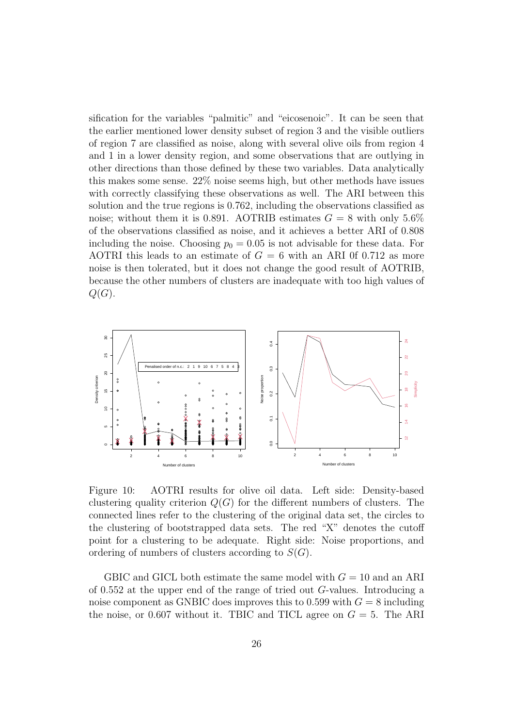sification for the variables "palmitic" and "eicosenoic". It can be seen that the earlier mentioned lower density subset of region 3 and the visible outliers of region 7 are classified as noise, along with several olive oils from region 4 and 1 in a lower density region, and some observations that are outlying in other directions than those defined by these two variables. Data analytically this makes some sense. 22% noise seems high, but other methods have issues with correctly classifying these observations as well. The ARI between this solution and the true regions is 0.762, including the observations classified as noise; without them it is 0.891. AOTRIB estimates $G = 8$ with only 5.6% of the observations classified as noise, and it achieves a better ARI of 0.808 including the noise. Choosing $p_0 = 0.05$ is not advisable for these data. For AOTRI this leads to an estimate of $G = 6$ with an ARI 0f 0.712 as more noise is then tolerated, but it does not change the good result of AOTRIB, because the other numbers of clusters are inadequate with too high values of $Q(G)$.

Figure 10: AOTRI results for olive oil data. Left side: Density-based clustering quality criterion $Q(G)$ for the different numbers of clusters. The connected lines refer to the clustering of the original data set, the circles to the clustering of bootstrapped data sets. The red "X" denotes the cutoff point for a clustering to be adequate. Right side: Noise proportions, and ordering of numbers of clusters according to $S(G)$.

GBIC and GICL both estimate the same model with $G = 10$ and an ARI of 0.552 at the upper end of the range of tried out $G$-values. Introducing a noise component as GNBIC does improves this to 0.599 with $G = 8$ including the noise, or 0.607 without it. TBIC and TICL agree on $G = 5$. The ARI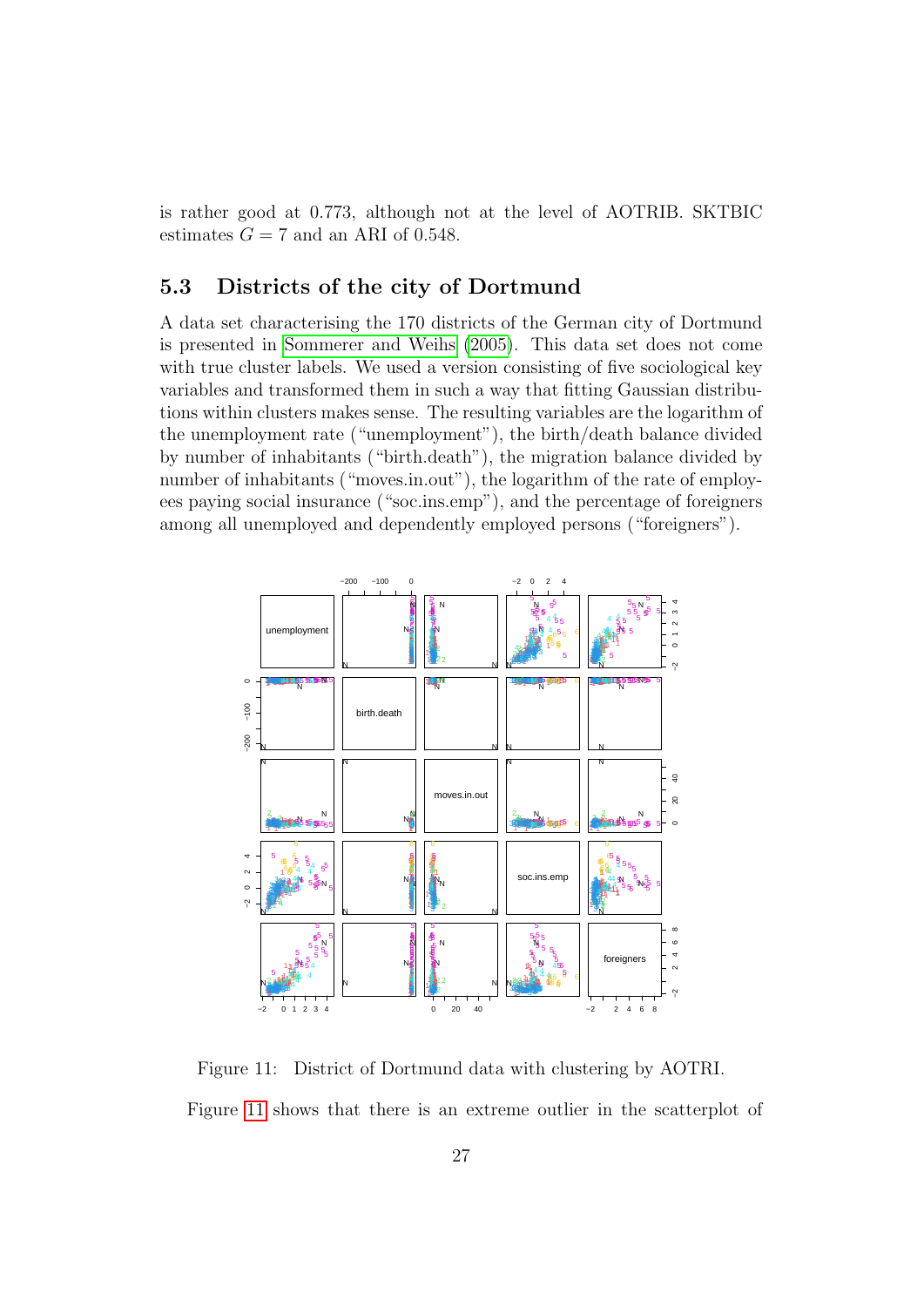is rather good at 0.773, although not at the level of AOTRIB. SKTBIC estimates $G = 7$ and an ARI of 0.548.

## 5.3 Districts of the city of Dortmund

A data set characterising the 170 districts of the German city of Dortmund is presented in Sommerer and Weihs (2005). This data set does not come with true cluster labels. We used a version consisting of five sociological key variables and transformed them in such a way that fitting Gaussian distributions within clusters makes sense. The resulting variables are the logarithm of the unemployment rate ("unemployment"), the birth/death balance divided by number of inhabitants ("birth.death"), the migration balance divided by number of inhabitants ("moves.in.out"), the logarithm of the rate of employees paying social insurance ("soc.ins.emp"), and the percentage of foreigners among all unemployed and dependently employed persons ("foreigners").

Figure 11: District of Dortmund data with clustering by AOTRI.

Figure 11 shows that there is an extreme outlier in the scatterplot of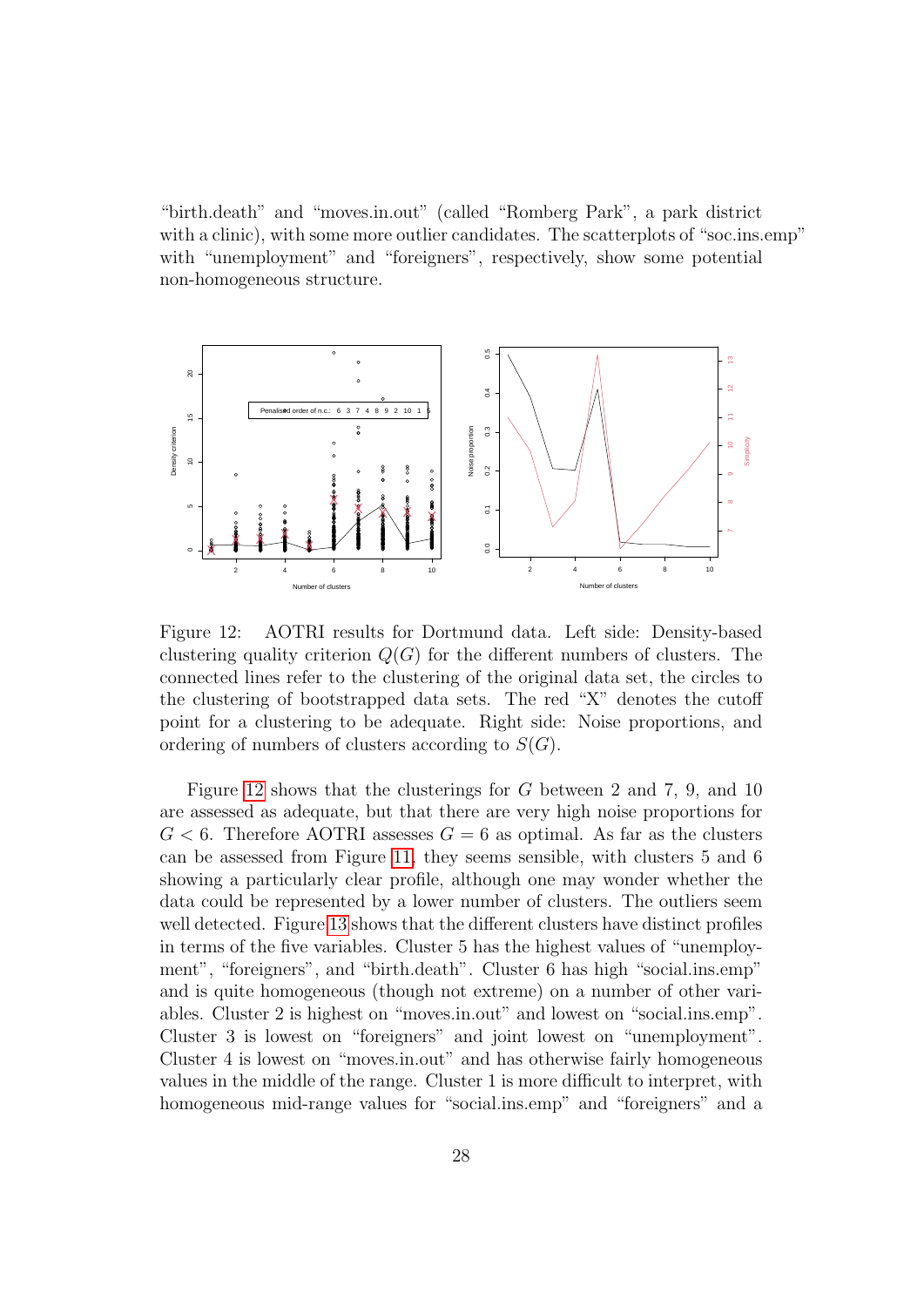"birth.death" and "moves.in.out" (called "Romberg Park", a park district with a clinic), with some more outlier candidates. The scatterplots of "soc.ins.emp" with "unemployment" and "foreigners", respectively, show some potential non-homogeneous structure.

Figure 12: AOTRI results for Dortmund data. Left side: Density-based clustering quality criterion $Q(G)$ for the different numbers of clusters. The connected lines refer to the clustering of the original data set, the circles to the clustering of bootstrapped data sets. The red "X" denotes the cutoff point for a clustering to be adequate. Right side: Noise proportions, and ordering of numbers of clusters according to $S(G)$.

Figure 12 shows that the clusterings for $G$ between 2 and 7, 9, and 10 are assessed as adequate, but that there are very high noise proportions for $G < 6$. Therefore AOTRI assesses $G = 6$ as optimal. As far as the clusters can be assessed from Figure 11, they seems sensible, with clusters 5 and 6 showing a particularly clear profile, although one may wonder whether the data could be represented by a lower number of clusters. The outliers seem well detected. Figure 13 shows that the different clusters have distinct profiles in terms of the five variables. Cluster 5 has the highest values of "unemployment", "foreigners", and "birth.death". Cluster 6 has high "social.ins.emp" and is quite homogeneous (though not extreme) on a number of other variables. Cluster 2 is highest on "moves.in.out" and lowest on "social.ins.emp". Cluster 3 is lowest on "foreigners" and joint lowest on "unemployment". Cluster 4 is lowest on "moves.in.out" and has otherwise fairly homogeneous values in the middle of the range. Cluster 1 is more difficult to interpret, with homogeneous mid-range values for "social.ins.emp" and "foreigners" and a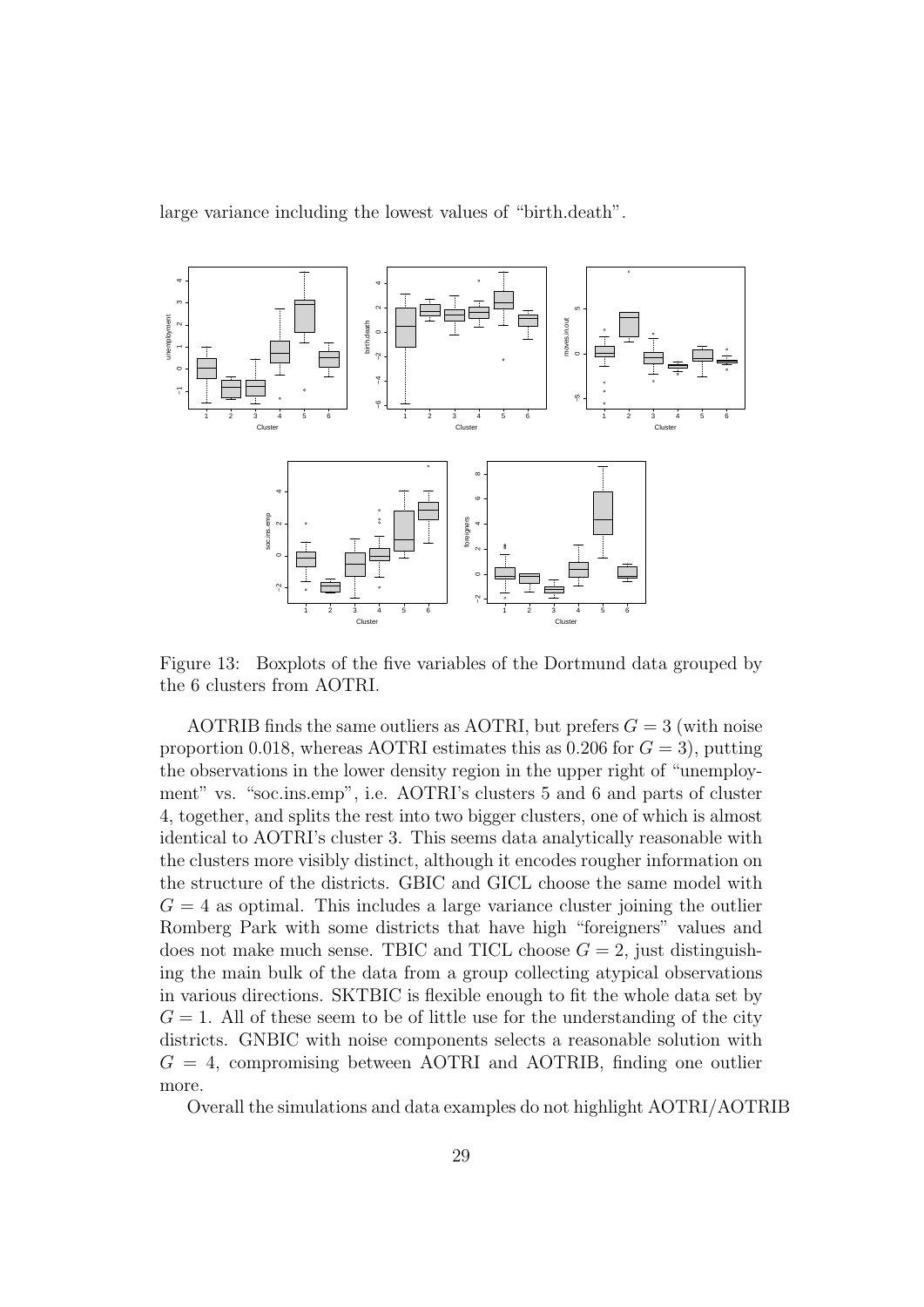large variance including the lowest values of “birth.death”.

Figure 13: Boxplots of the five variables of the Dortmund data grouped by the 6 clusters from AOTRI.

AOTRIB finds the same outliers as AOTRI, but prefers $G = 3$ (with noise proportion 0.018, whereas AOTRI estimates this as 0.206 for $G = 3$), putting the observations in the lower density region in the upper right of “unemployment” vs. “soc.ins.emp”, i.e. AOTRI’s clusters 5 and 6 and parts of cluster 4, together, and splits the rest into two bigger clusters, one of which is almost identical to AOTRI’s cluster 3. This seems data analytically reasonable with the clusters more visibly distinct, although it encodes rougher information on the structure of the districts. GBIC and GICL choose the same model with $G = 4$ as optimal. This includes a large variance cluster joining the outlier Romberg Park with some districts that have high “foreigners” values and does not make much sense. TBIC and TICL choose $G = 2$, just distinguishing the main bulk of the data from a group collecting atypical observations in various directions. SKTBIC is flexible enough to fit the whole data set by $G = 1$. All of these seem to be of little use for the understanding of the city districts. GNBIC with noise components selects a reasonable solution with $G = 4$, compromising between AOTRI and AOTRIB, finding one outlier more.

Overall the simulations and data examples do not highlight AOTRI/AOTRIB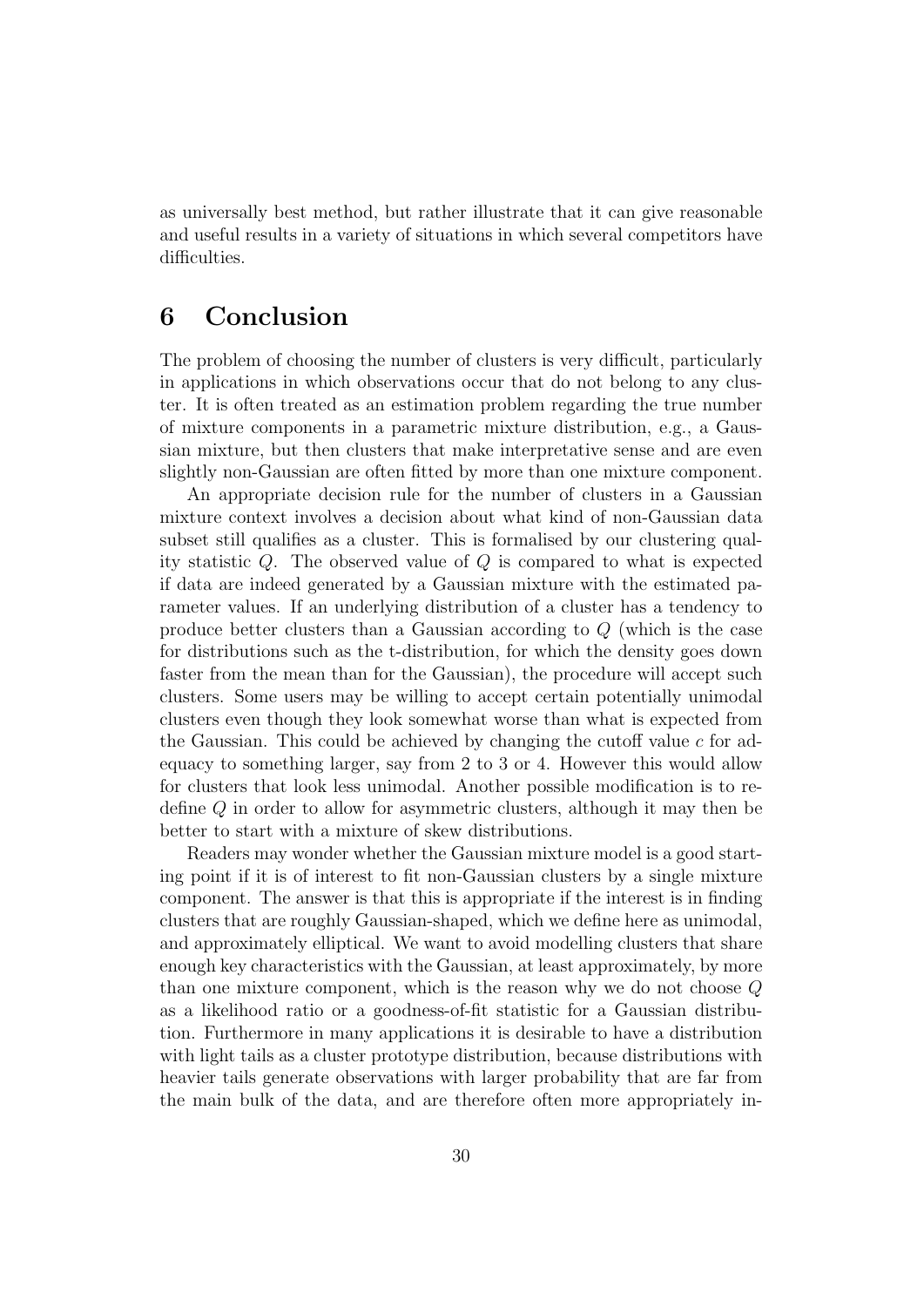as universally best method, but rather illustrate that it can give reasonable and useful results in a variety of situations in which several competitors have difficulties.

# 6 Conclusion

The problem of choosing the number of clusters is very difficult, particularly in applications in which observations occur that do not belong to any cluster. It is often treated as an estimation problem regarding the true number of mixture components in a parametric mixture distribution, e.g., a Gaussian mixture, but then clusters that make interpretative sense and are even slightly non-Gaussian are often fitted by more than one mixture component.

An appropriate decision rule for the number of clusters in a Gaussian mixture context involves a decision about what kind of non-Gaussian data subset still qualifies as a cluster. This is formalised by our clustering quality statistic $Q$. The observed value of $Q$ is compared to what is expected if data are indeed generated by a Gaussian mixture with the estimated parameter values. If an underlying distribution of a cluster has a tendency to produce better clusters than a Gaussian according to $Q$ (which is the case for distributions such as the t-distribution, for which the density goes down faster from the mean than for the Gaussian), the procedure will accept such clusters. Some users may be willing to accept certain potentially unimodal clusters even though they look somewhat worse than what is expected from the Gaussian. This could be achieved by changing the cutoff value $c$ for adequacy to something larger, say from 2 to 3 or 4. However this would allow for clusters that look less unimodal. Another possible modification is to redefine $Q$ in order to allow for asymmetric clusters, although it may then be better to start with a mixture of skew distributions.

Readers may wonder whether the Gaussian mixture model is a good starting point if it is of interest to fit non-Gaussian clusters by a single mixture component. The answer is that this is appropriate if the interest is in finding clusters that are roughly Gaussian-shaped, which we define here as unimodal, and approximately elliptical. We want to avoid modelling clusters that share enough key characteristics with the Gaussian, at least approximately, by more than one mixture component, which is the reason why we do not choose $Q$ as a likelihood ratio or a goodness-of-fit statistic for a Gaussian distribution. Furthermore in many applications it is desirable to have a distribution with light tails as a cluster prototype distribution, because distributions with heavier tails generate observations with larger probability that are far from the main bulk of the data, and are therefore often more appropriately in-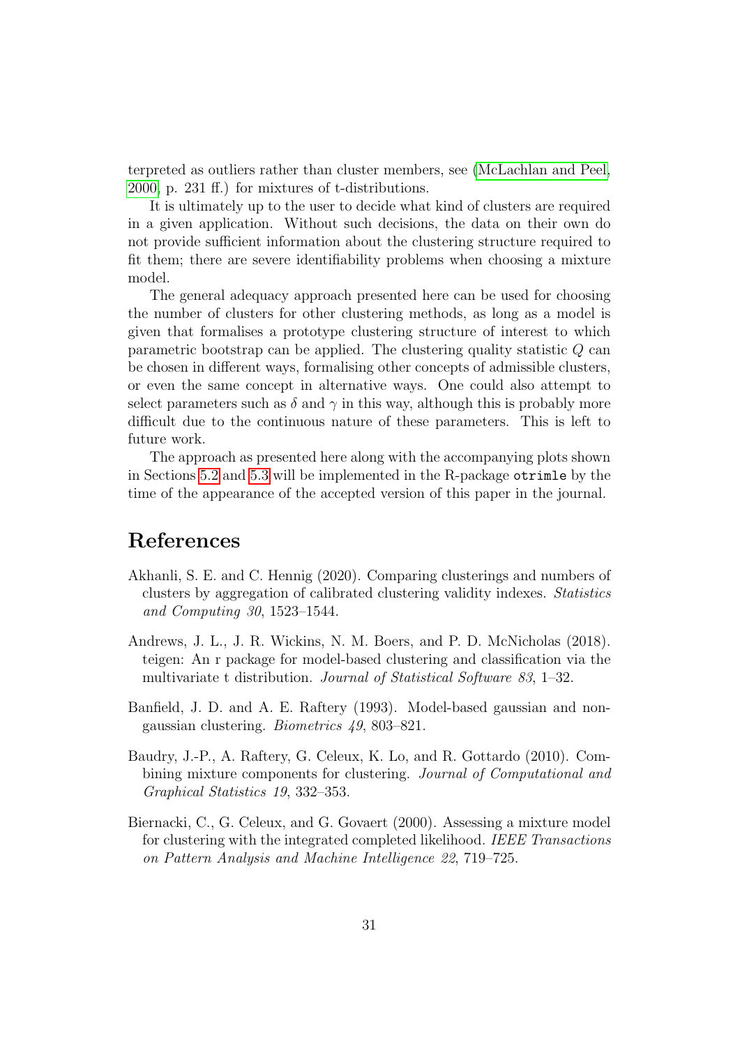terpreted as outliers rather than cluster members, see (McLachlan and Peel, 2000, p. 231 ff.) for mixtures of t-distributions.

It is ultimately up to the user to decide what kind of clusters are required in a given application. Without such decisions, the data on their own do not provide sufficient information about the clustering structure required to fit them; there are severe identifiability problems when choosing a mixture model.

The general adequacy approach presented here can be used for choosing the number of clusters for other clustering methods, as long as a model is given that formalises a prototype clustering structure of interest to which parametric bootstrap can be applied. The clustering quality statistic $Q$ can be chosen in different ways, formalising other concepts of admissible clusters, or even the same concept in alternative ways. One could also attempt to select parameters such as $\delta$ and $\gamma$ in this way, although this is probably more difficult due to the continuous nature of these parameters. This is left to future work.

The approach as presented here along with the accompanying plots shown in Sections 5.2 and 5.3 will be implemented in the R-package `otrimle` by the time of the appearance of the accepted version of this paper in the journal.

# References

Akhanli, S. E. and C. Hennig (2020). Comparing clusterings and numbers of clusters by aggregation of calibrated clustering validity indexes. *Statistics and Computing 30*, 1523–1544.

Andrews, J. L., J. R. Wickins, N. M. Boers, and P. D. McNicholas (2018). teigen: An r package for model-based clustering and classification via the multivariate t distribution. *Journal of Statistical Software 83*, 1–32.

Banfield, J. D. and A. E. Raftery (1993). Model-based gaussian and non-gaussian clustering. *Biometrics 49*, 803–821.

Baudry, J.-P., A. Raftery, G. Celeux, K. Lo, and R. Gottardo (2010). Combining mixture components for clustering. *Journal of Computational and Graphical Statistics 19*, 332–353.

Biernacki, C., G. Celeux, and G. Govaert (2000). Assessing a mixture model for clustering with the integrated completed likelihood. *IEEE Transactions on Pattern Analysis and Machine Intelligence 22*, 719–725.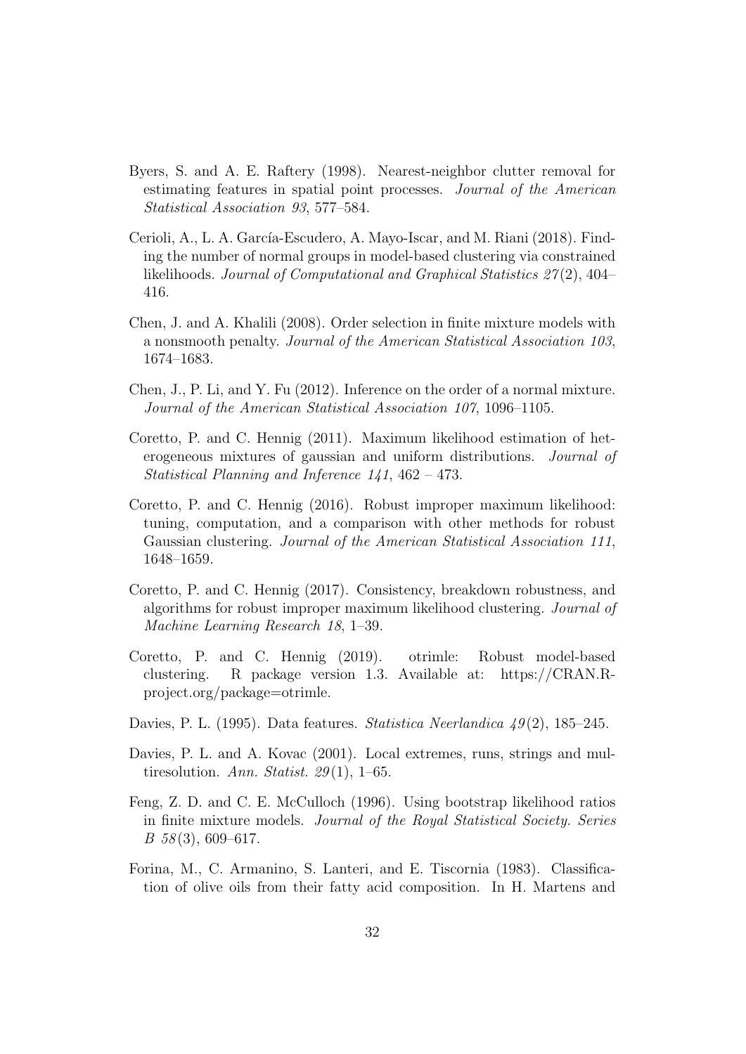Byers, S. and A. E. Raftery (1998). Nearest-neighbor clutter removal for estimating features in spatial point processes. *Journal of the American Statistical Association 93*, 577–584.

Cerioli, A., L. A. García-Escudero, A. Mayo-Iscar, and M. Riani (2018). Finding the number of normal groups in model-based clustering via constrained likelihoods. *Journal of Computational and Graphical Statistics 27*(2), 404–416.

Chen, J. and A. Khalili (2008). Order selection in finite mixture models with a nonsmooth penalty. *Journal of the American Statistical Association 103*, 1674–1683.

Chen, J., P. Li, and Y. Fu (2012). Inference on the order of a normal mixture. *Journal of the American Statistical Association 107*, 1096–1105.

Coretto, P. and C. Hennig (2011). Maximum likelihood estimation of heterogeneous mixtures of gaussian and uniform distributions. *Journal of Statistical Planning and Inference 141*, 462 – 473.

Coretto, P. and C. Hennig (2016). Robust improper maximum likelihood: tuning, computation, and a comparison with other methods for robust Gaussian clustering. *Journal of the American Statistical Association 111*, 1648–1659.

Coretto, P. and C. Hennig (2017). Consistency, breakdown robustness, and algorithms for robust improper maximum likelihood clustering. *Journal of Machine Learning Research 18*, 1–39.

Coretto, P. and C. Hennig (2019). otrimle: Robust model-based clustering. R package version 1.3. Available at: https://CRAN.R-project.org/package=otrimle.

Davies, P. L. (1995). Data features. *Statistica Neerlandica 49*(2), 185–245.

Davies, P. L. and A. Kovac (2001). Local extremes, runs, strings and multiresolution. *Ann. Statist. 29*(1), 1–65.

Feng, Z. D. and C. E. McCulloch (1996). Using bootstrap likelihood ratios in finite mixture models. *Journal of the Royal Statistical Society. Series B 58*(3), 609–617.

Forina, M., C. Armanino, S. Lanteri, and E. Tiscornia (1983). Classification of olive oils from their fatty acid composition. In H. Martens and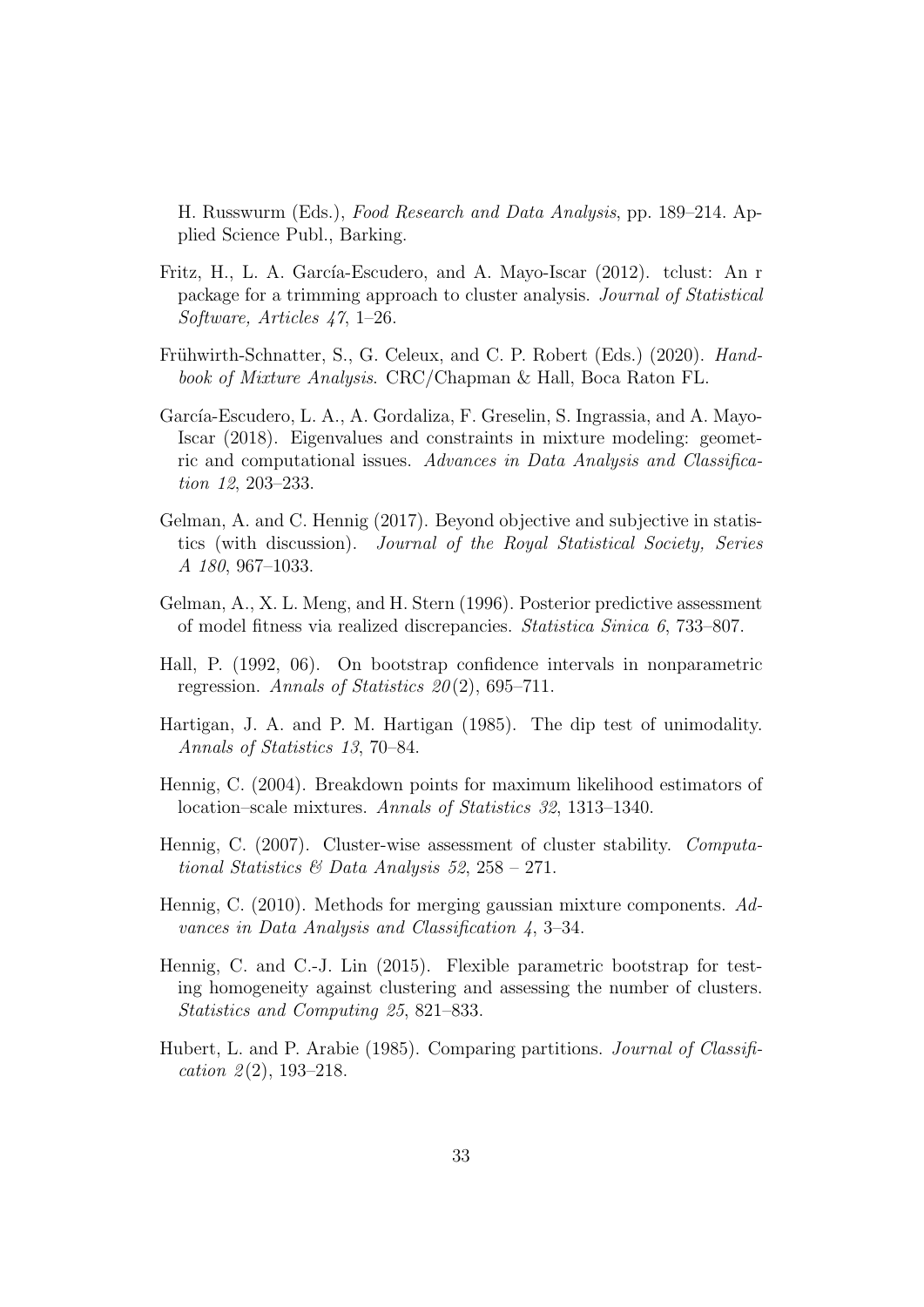H. Russwurm (Eds.), *Food Research and Data Analysis*, pp. 189–214. Applied Science Publ., Barking.

Fritz, H., L. A. García-Escudero, and A. Mayo-Iscar (2012). tclust: An r package for a trimming approach to cluster analysis. *Journal of Statistical Software, Articles 47*, 1–26.

Frühwirth-Schnatter, S., G. Celeux, and C. P. Robert (Eds.) (2020). *Handbook of Mixture Analysis*. CRC/Chapman & Hall, Boca Raton FL.

García-Escudero, L. A., A. Gordaliza, F. Greselin, S. Ingrassia, and A. Mayo-Iscar (2018). Eigenvalues and constraints in mixture modeling: geometric and computational issues. *Advances in Data Analysis and Classification 12*, 203–233.

Gelman, A. and C. Hennig (2017). Beyond objective and subjective in statistics (with discussion). *Journal of the Royal Statistical Society, Series A 180*, 967–1033.

Gelman, A., X. L. Meng, and H. Stern (1996). Posterior predictive assessment of model fitness via realized discrepancies. *Statistica Sinica 6*, 733–807.

Hall, P. (1992, 06). On bootstrap confidence intervals in nonparametric regression. *Annals of Statistics 20*(2), 695–711.

Hartigan, J. A. and P. M. Hartigan (1985). The dip test of unimodality. *Annals of Statistics 13*, 70–84.

Hennig, C. (2004). Breakdown points for maximum likelihood estimators of location–scale mixtures. *Annals of Statistics 32*, 1313–1340.

Hennig, C. (2007). Cluster-wise assessment of cluster stability. *Computational Statistics & Data Analysis 52*, 258 – 271.

Hennig, C. (2010). Methods for merging gaussian mixture components. *Advances in Data Analysis and Classification 4*, 3–34.

Hennig, C. and C.-J. Lin (2015). Flexible parametric bootstrap for testing homogeneity against clustering and assessing the number of clusters. *Statistics and Computing 25*, 821–833.

Hubert, L. and P. Arabie (1985). Comparing partitions. *Journal of Classification 2*(2), 193–218.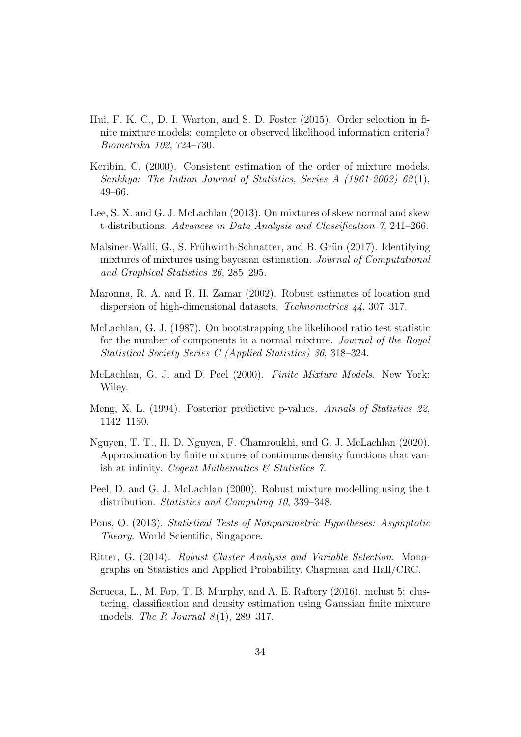Hui, F. K. C., D. I. Warton, and S. D. Foster (2015). Order selection in finite mixture models: complete or observed likelihood information criteria? *Biometrika 102*, 724–730.

Keribin, C. (2000). Consistent estimation of the order of mixture models. *Sankhya: The Indian Journal of Statistics, Series A (1961-2002) 62*(1), 49–66.

Lee, S. X. and G. J. McLachlan (2013). On mixtures of skew normal and skew t-distributions. *Advances in Data Analysis and Classification 7*, 241–266.

Malsiner-Walli, G., S. Frühwirth-Schnatter, and B. Grün (2017). Identifying mixtures of mixtures using bayesian estimation. *Journal of Computational and Graphical Statistics 26*, 285–295.

Maronna, R. A. and R. H. Zamar (2002). Robust estimates of location and dispersion of high-dimensional datasets. *Technometrics 44*, 307–317.

McLachlan, G. J. (1987). On bootstrapping the likelihood ratio test statistic for the number of components in a normal mixture. *Journal of the Royal Statistical Society Series C (Applied Statistics) 36*, 318–324.

McLachlan, G. J. and D. Peel (2000). *Finite Mixture Models*. New York: Wiley.

Meng, X. L. (1994). Posterior predictive p-values. *Annals of Statistics 22*, 1142–1160.

Nguyen, T. T., H. D. Nguyen, F. Chamroukhi, and G. J. McLachlan (2020). Approximation by finite mixtures of continuous density functions that vanish at infinity. *Cogent Mathematics & Statistics 7*.

Peel, D. and G. J. McLachlan (2000). Robust mixture modelling using the t distribution. *Statistics and Computing 10*, 339–348.

Pons, O. (2013). *Statistical Tests of Nonparametric Hypotheses: Asymptotic Theory*. World Scientific, Singapore.

Ritter, G. (2014). *Robust Cluster Analysis and Variable Selection*. Monographs on Statistics and Applied Probability. Chapman and Hall/CRC.

Scrucca, L., M. Fop, T. B. Murphy, and A. E. Raftery (2016). mclust 5: clustering, classification and density estimation using Gaussian finite mixture models. *The R Journal 8*(1), 289–317.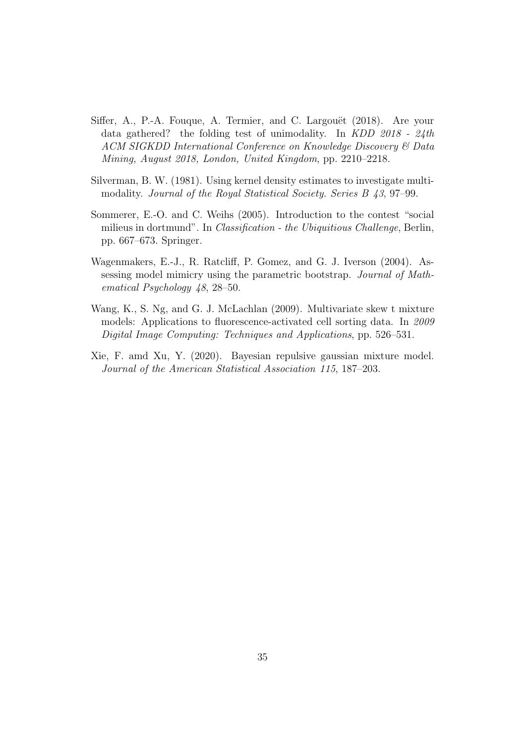Siffer, A., P.-A. Fouque, A. Termier, and C. Largouët (2018). Are your data gathered? the folding test of unimodality. In *KDD 2018 - 24th ACM SIGKDD International Conference on Knowledge Discovery & Data Mining, August 2018, London, United Kingdom*, pp. 2210–2218.

Silverman, B. W. (1981). Using kernel density estimates to investigate multimodality. *Journal of the Royal Statistical Society. Series B 43*, 97–99.

Sommerer, E.-O. and C. Weihs (2005). Introduction to the contest "social milieus in dortmund". In *Classification - the Ubiquitious Challenge*, Berlin, pp. 667–673. Springer.

Wagenmakers, E.-J., R. Ratcliff, P. Gomez, and G. J. Iverson (2004). Assessing model mimicry using the parametric bootstrap. *Journal of Mathematical Psychology 48*, 28–50.

Wang, K., S. Ng, and G. J. McLachlan (2009). Multivariate skew t mixture models: Applications to fluorescence-activated cell sorting data. In *2009 Digital Image Computing: Techniques and Applications*, pp. 526–531.

Xie, F. amd Xu, Y. (2020). Bayesian repulsive gaussian mixture model. *Journal of the American Statistical Association 115*, 187–203.